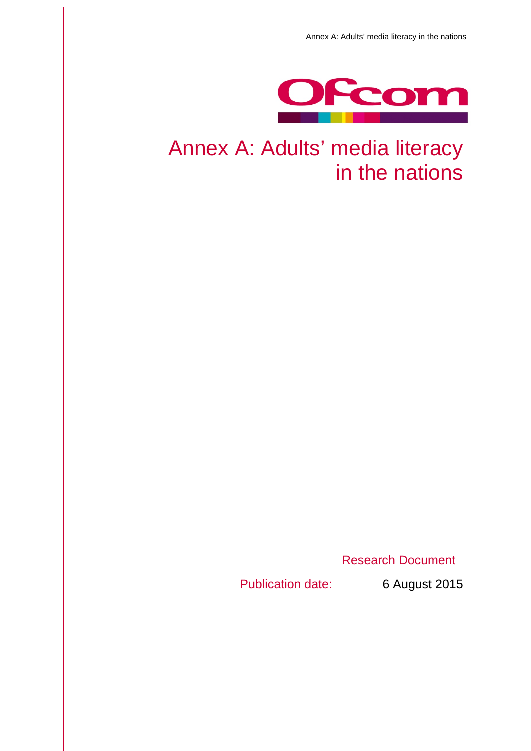# Annex A: Adults' media literacy in the nations

Research Document

Publication date: 6 August 2015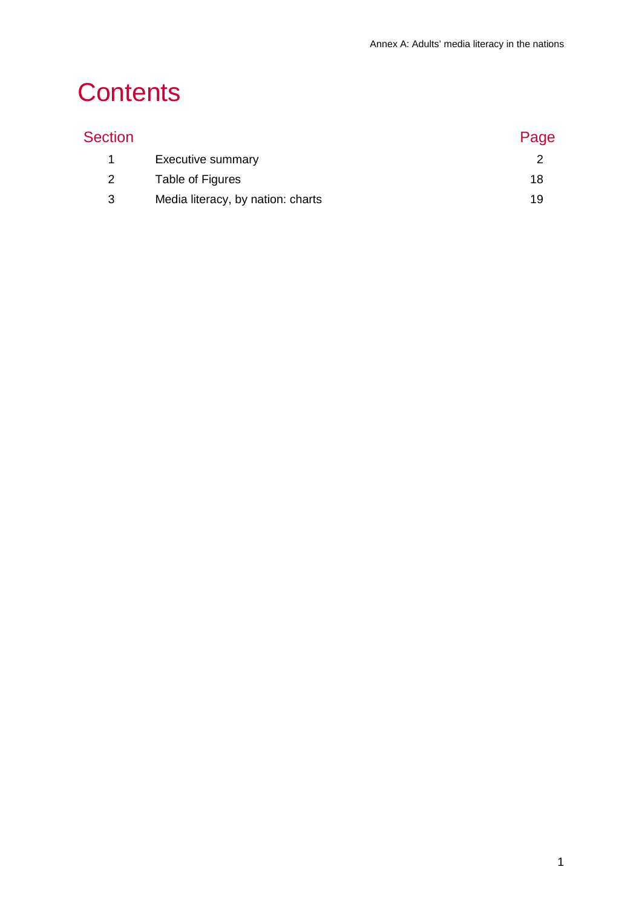# Contents

| Section | | Page |
|---|---|---|
| 1 | Executive summary | 2 |
| 2 | Table of Figures | 18 |
| 3 | Media literacy, by nation: charts | 19 |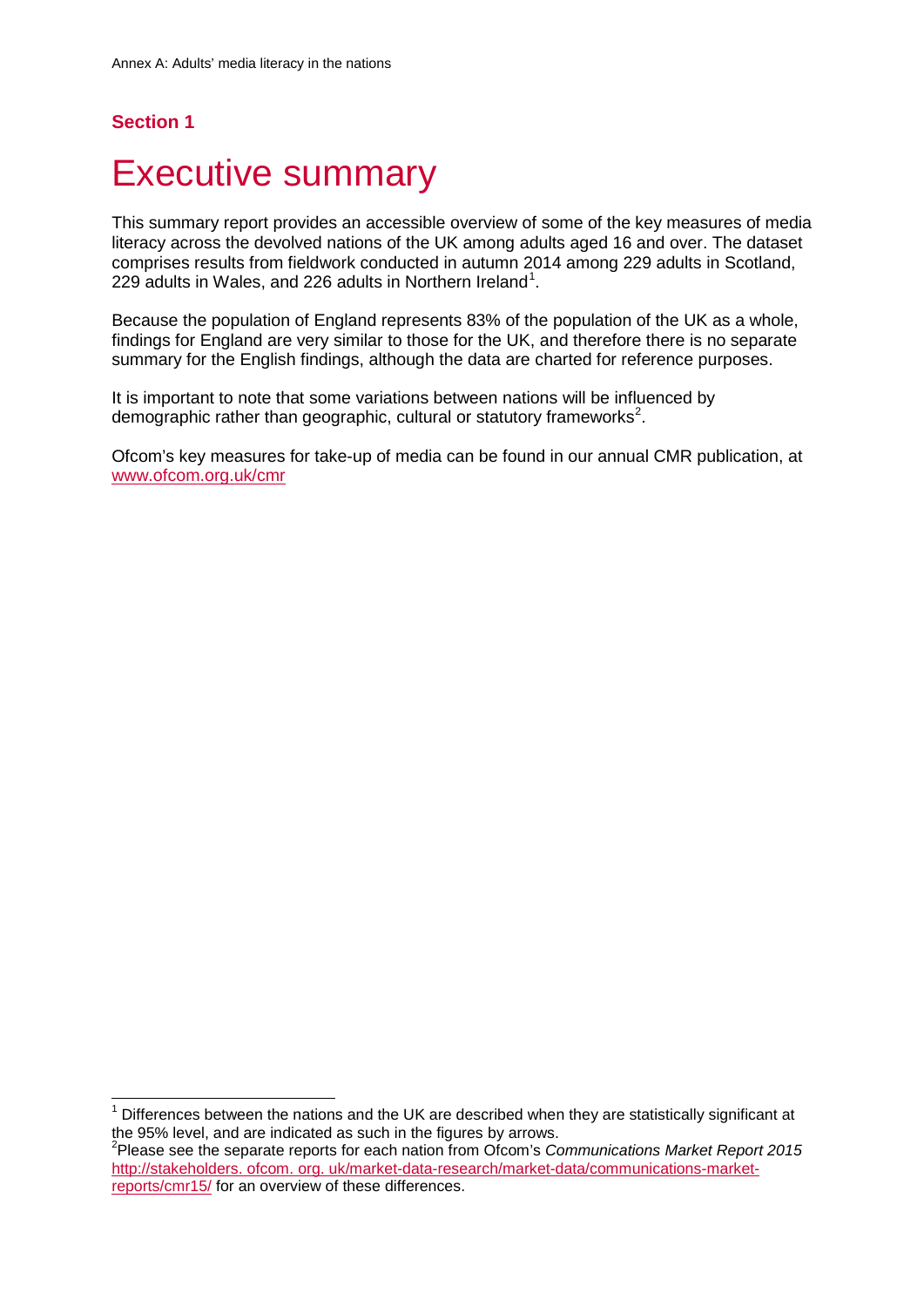**Section 1**

# Executive summary

This summary report provides an accessible overview of some of the key measures of media literacy across the devolved nations of the UK among adults aged 16 and over. The dataset comprises results from fieldwork conducted in autumn 2014 among 229 adults in Scotland, 229 adults in Wales, and 226 adults in Northern Ireland[1].

Because the population of England represents 83% of the population of the UK as a whole, findings for England are very similar to those for the UK, and therefore there is no separate summary for the English findings, although the data are charted for reference purposes.

It is important to note that some variations between nations will be influenced by demographic rather than geographic, cultural or statutory frameworks[2].

Ofcom's key measures for take-up of media can be found in our annual CMR publication, at www.ofcom.org.uk/cmr

---

[1] Differences between the nations and the UK are described when they are statistically significant at the 95% level, and are indicated as such in the figures by arrows.

[2] Please see the separate reports for each nation from Ofcom's *Communications Market Report 2015* http://stakeholders. ofcom. org. uk/market-data-research/market-data/communications-market-reports/cmr15/ for an overview of these differences.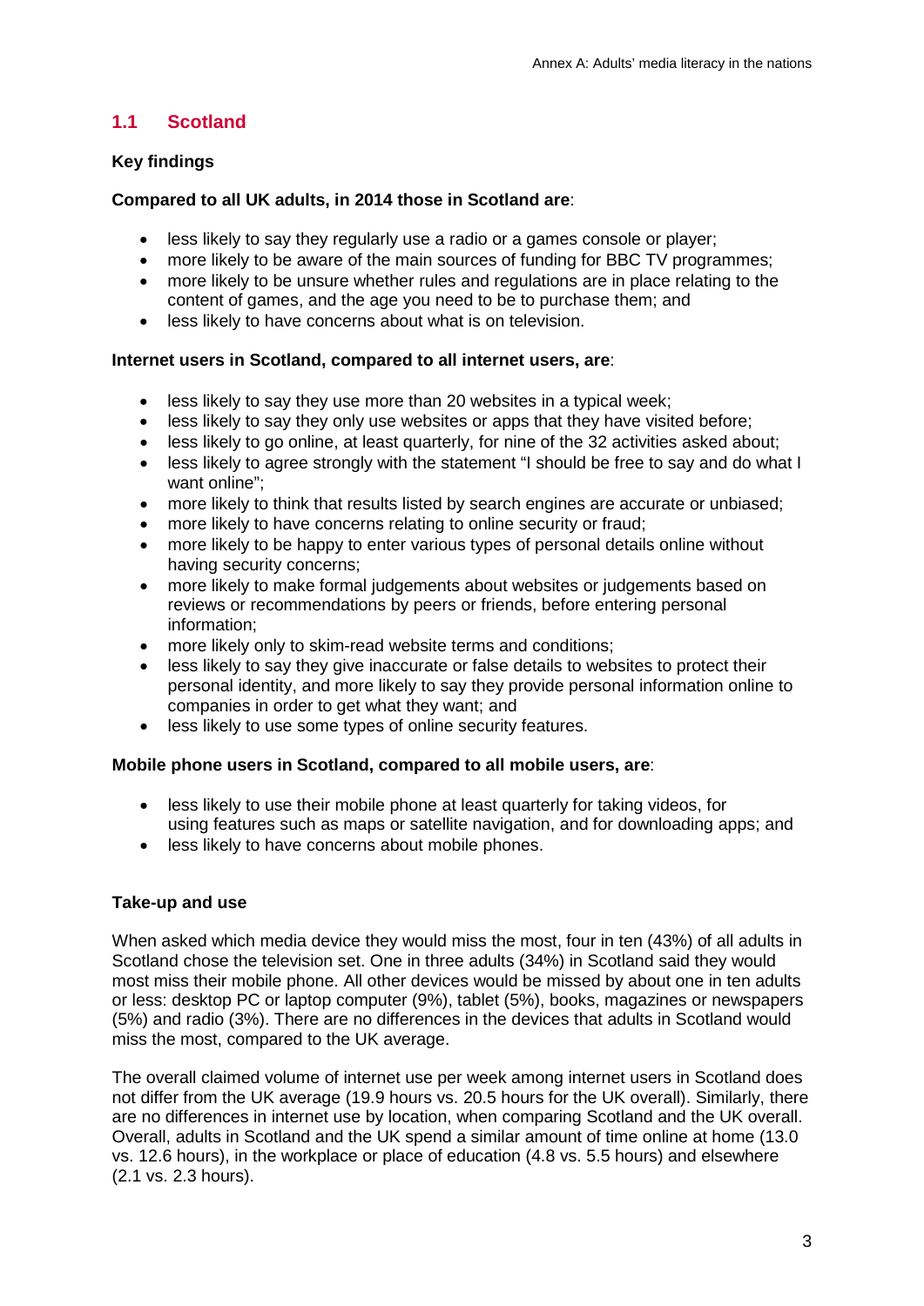## 1.1 Scotland

**Key findings**

**Compared to all UK adults, in 2014 those in Scotland are**:

- less likely to say they regularly use a radio or a games console or player;
- more likely to be aware of the main sources of funding for BBC TV programmes;
- more likely to be unsure whether rules and regulations are in place relating to the content of games, and the age you need to be to purchase them; and
- less likely to have concerns about what is on television.

**Internet users in Scotland, compared to all internet users, are**:

- less likely to say they use more than 20 websites in a typical week;
- less likely to say they only use websites or apps that they have visited before;
- less likely to go online, at least quarterly, for nine of the 32 activities asked about;
- less likely to agree strongly with the statement "I should be free to say and do what I want online";
- more likely to think that results listed by search engines are accurate or unbiased;
- more likely to have concerns relating to online security or fraud;
- more likely to be happy to enter various types of personal details online without having security concerns;
- more likely to make formal judgements about websites or judgements based on reviews or recommendations by peers or friends, before entering personal information;
- more likely only to skim-read website terms and conditions;
- less likely to say they give inaccurate or false details to websites to protect their personal identity, and more likely to say they provide personal information online to companies in order to get what they want; and
- less likely to use some types of online security features.

**Mobile phone users in Scotland, compared to all mobile users, are**:

- less likely to use their mobile phone at least quarterly for taking videos, for using features such as maps or satellite navigation, and for downloading apps; and
- less likely to have concerns about mobile phones.

**Take-up and use**

When asked which media device they would miss the most, four in ten (43%) of all adults in Scotland chose the television set. One in three adults (34%) in Scotland said they would most miss their mobile phone. All other devices would be missed by about one in ten adults or less: desktop PC or laptop computer (9%), tablet (5%), books, magazines or newspapers (5%) and radio (3%). There are no differences in the devices that adults in Scotland would miss the most, compared to the UK average.

The overall claimed volume of internet use per week among internet users in Scotland does not differ from the UK average (19.9 hours vs. 20.5 hours for the UK overall). Similarly, there are no differences in internet use by location, when comparing Scotland and the UK overall. Overall, adults in Scotland and the UK spend a similar amount of time online at home (13.0 vs. 12.6 hours), in the workplace or place of education (4.8 vs. 5.5 hours) and elsewhere (2.1 vs. 2.3 hours).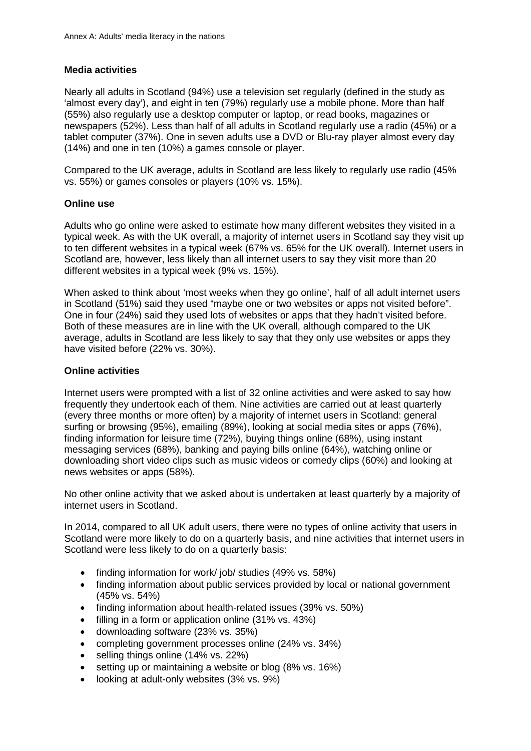### Media activities

Nearly all adults in Scotland (94%) use a television set regularly (defined in the study as 'almost every day'), and eight in ten (79%) regularly use a mobile phone. More than half (55%) also regularly use a desktop computer or laptop, or read books, magazines or newspapers (52%). Less than half of all adults in Scotland regularly use a radio (45%) or a tablet computer (37%). One in seven adults use a DVD or Blu-ray player almost every day (14%) and one in ten (10%) a games console or player.

Compared to the UK average, adults in Scotland are less likely to regularly use radio (45% vs. 55%) or games consoles or players (10% vs. 15%).

### Online use

Adults who go online were asked to estimate how many different websites they visited in a typical week. As with the UK overall, a majority of internet users in Scotland say they visit up to ten different websites in a typical week (67% vs. 65% for the UK overall). Internet users in Scotland are, however, less likely than all internet users to say they visit more than 20 different websites in a typical week (9% vs. 15%).

When asked to think about 'most weeks when they go online', half of all adult internet users in Scotland (51%) said they used "maybe one or two websites or apps not visited before". One in four (24%) said they used lots of websites or apps that they hadn't visited before. Both of these measures are in line with the UK overall, although compared to the UK average, adults in Scotland are less likely to say that they only use websites or apps they have visited before (22% vs. 30%).

### Online activities

Internet users were prompted with a list of 32 online activities and were asked to say how frequently they undertook each of them. Nine activities are carried out at least quarterly (every three months or more often) by a majority of internet users in Scotland: general surfing or browsing (95%), emailing (89%), looking at social media sites or apps (76%), finding information for leisure time (72%), buying things online (68%), using instant messaging services (68%), banking and paying bills online (64%), watching online or downloading short video clips such as music videos or comedy clips (60%) and looking at news websites or apps (58%).

No other online activity that we asked about is undertaken at least quarterly by a majority of internet users in Scotland.

In 2014, compared to all UK adult users, there were no types of online activity that users in Scotland were more likely to do on a quarterly basis, and nine activities that internet users in Scotland were less likely to do on a quarterly basis:

- finding information for work/ job/ studies (49% vs. 58%)
- finding information about public services provided by local or national government (45% vs. 54%)
- finding information about health-related issues (39% vs. 50%)
- filling in a form or application online (31% vs. 43%)
- downloading software (23% vs. 35%)
- completing government processes online (24% vs. 34%)
- selling things online (14% vs. 22%)
- setting up or maintaining a website or blog (8% vs. 16%)
- looking at adult-only websites (3% vs. 9%)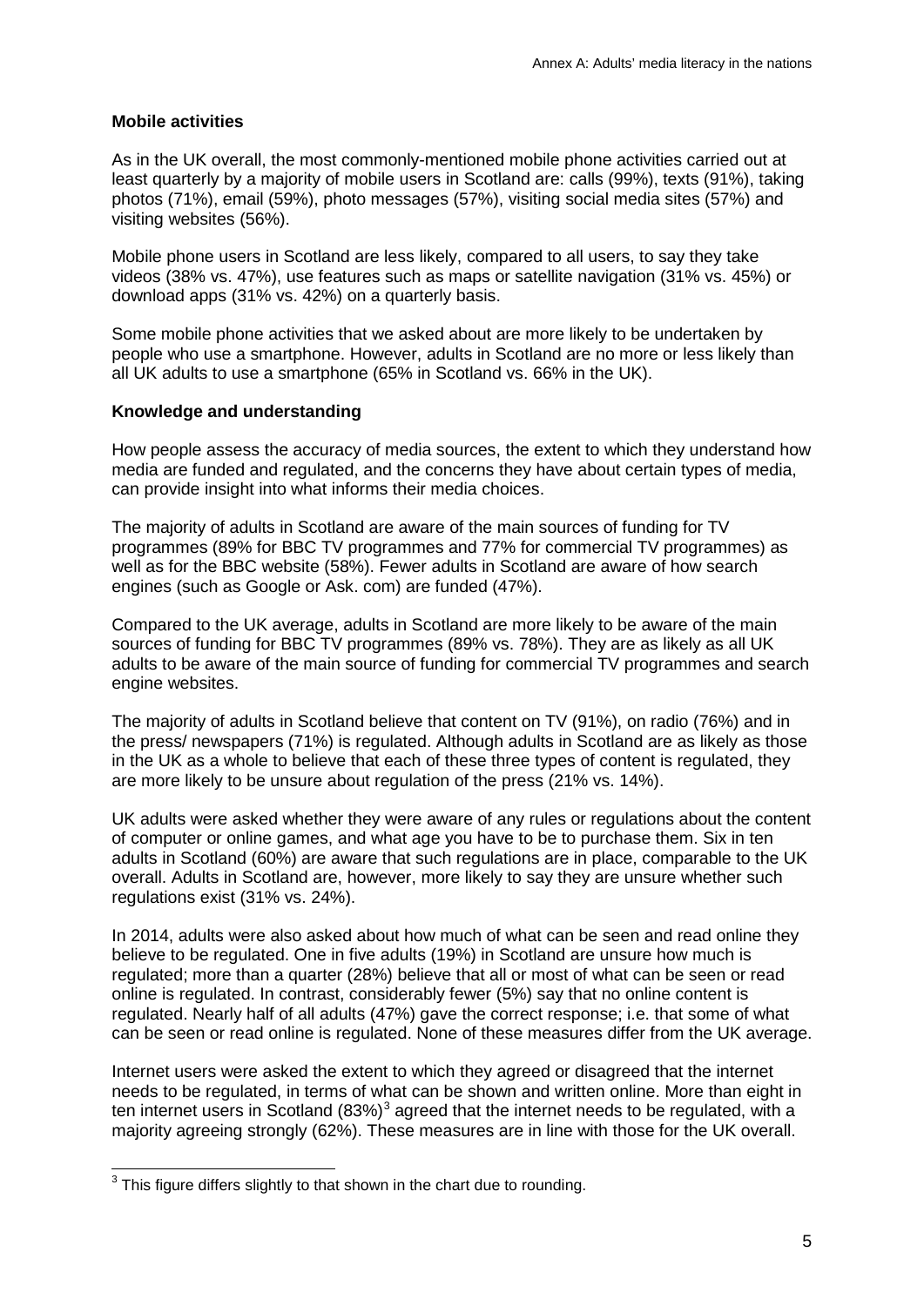**Mobile activities**

As in the UK overall, the most commonly-mentioned mobile phone activities carried out at least quarterly by a majority of mobile users in Scotland are: calls (99%), texts (91%), taking photos (71%), email (59%), photo messages (57%), visiting social media sites (57%) and visiting websites (56%).

Mobile phone users in Scotland are less likely, compared to all users, to say they take videos (38% vs. 47%), use features such as maps or satellite navigation (31% vs. 45%) or download apps (31% vs. 42%) on a quarterly basis.

Some mobile phone activities that we asked about are more likely to be undertaken by people who use a smartphone. However, adults in Scotland are no more or less likely than all UK adults to use a smartphone (65% in Scotland vs. 66% in the UK).

**Knowledge and understanding**

How people assess the accuracy of media sources, the extent to which they understand how media are funded and regulated, and the concerns they have about certain types of media, can provide insight into what informs their media choices.

The majority of adults in Scotland are aware of the main sources of funding for TV programmes (89% for BBC TV programmes and 77% for commercial TV programmes) as well as for the BBC website (58%). Fewer adults in Scotland are aware of how search engines (such as Google or Ask. com) are funded (47%).

Compared to the UK average, adults in Scotland are more likely to be aware of the main sources of funding for BBC TV programmes (89% vs. 78%). They are as likely as all UK adults to be aware of the main source of funding for commercial TV programmes and search engine websites.

The majority of adults in Scotland believe that content on TV (91%), on radio (76%) and in the press/ newspapers (71%) is regulated. Although adults in Scotland are as likely as those in the UK as a whole to believe that each of these three types of content is regulated, they are more likely to be unsure about regulation of the press (21% vs. 14%).

UK adults were asked whether they were aware of any rules or regulations about the content of computer or online games, and what age you have to be to purchase them. Six in ten adults in Scotland (60%) are aware that such regulations are in place, comparable to the UK overall. Adults in Scotland are, however, more likely to say they are unsure whether such regulations exist (31% vs. 24%).

In 2014, adults were also asked about how much of what can be seen and read online they believe to be regulated. One in five adults (19%) in Scotland are unsure how much is regulated; more than a quarter (28%) believe that all or most of what can be seen or read online is regulated. In contrast, considerably fewer (5%) say that no online content is regulated. Nearly half of all adults (47%) gave the correct response; i.e. that some of what can be seen or read online is regulated. None of these measures differ from the UK average.

Internet users were asked the extent to which they agreed or disagreed that the internet needs to be regulated, in terms of what can be shown and written online. More than eight in ten internet users in Scotland (83%)[3] agreed that the internet needs to be regulated, with a majority agreeing strongly (62%). These measures are in line with those for the UK overall.

[3] This figure differs slightly to that shown in the chart due to rounding.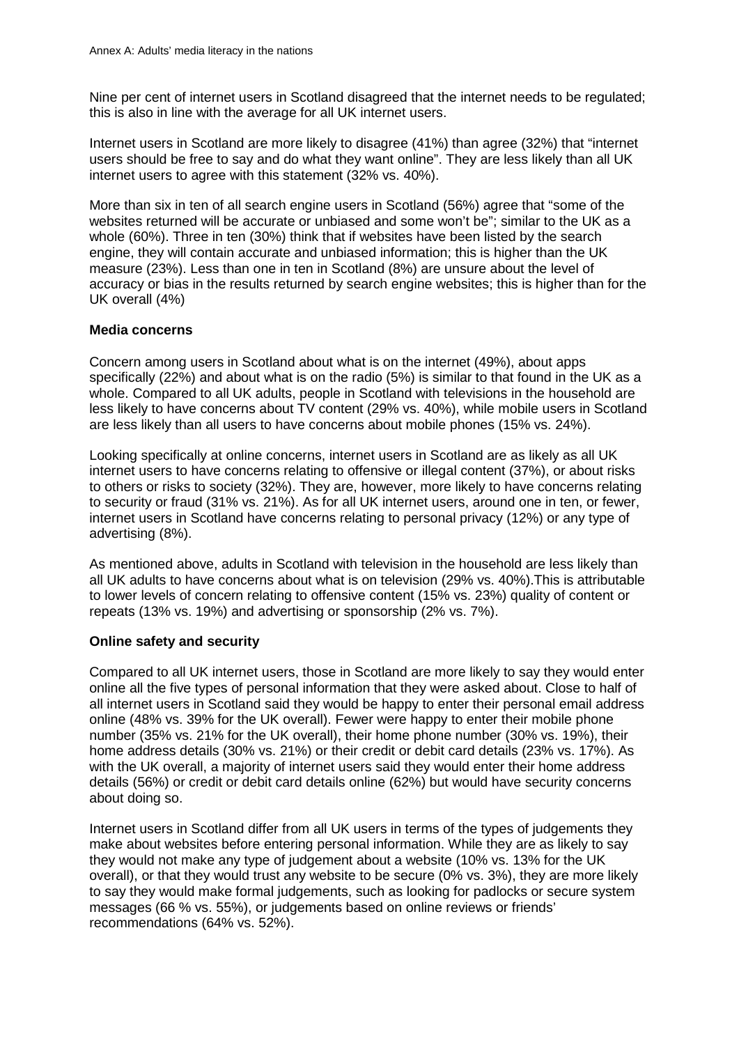Nine per cent of internet users in Scotland disagreed that the internet needs to be regulated; this is also in line with the average for all UK internet users.

Internet users in Scotland are more likely to disagree (41%) than agree (32%) that "internet users should be free to say and do what they want online". They are less likely than all UK internet users to agree with this statement (32% vs. 40%).

More than six in ten of all search engine users in Scotland (56%) agree that "some of the websites returned will be accurate or unbiased and some won't be"; similar to the UK as a whole (60%). Three in ten (30%) think that if websites have been listed by the search engine, they will contain accurate and unbiased information; this is higher than the UK measure (23%). Less than one in ten in Scotland (8%) are unsure about the level of accuracy or bias in the results returned by search engine websites; this is higher than for the UK overall (4%)

**Media concerns**

Concern among users in Scotland about what is on the internet (49%), about apps specifically (22%) and about what is on the radio (5%) is similar to that found in the UK as a whole. Compared to all UK adults, people in Scotland with televisions in the household are less likely to have concerns about TV content (29% vs. 40%), while mobile users in Scotland are less likely than all users to have concerns about mobile phones (15% vs. 24%).

Looking specifically at online concerns, internet users in Scotland are as likely as all UK internet users to have concerns relating to offensive or illegal content (37%), or about risks to others or risks to society (32%). They are, however, more likely to have concerns relating to security or fraud (31% vs. 21%). As for all UK internet users, around one in ten, or fewer, internet users in Scotland have concerns relating to personal privacy (12%) or any type of advertising (8%).

As mentioned above, adults in Scotland with television in the household are less likely than all UK adults to have concerns about what is on television (29% vs. 40%).This is attributable to lower levels of concern relating to offensive content (15% vs. 23%) quality of content or repeats (13% vs. 19%) and advertising or sponsorship (2% vs. 7%).

**Online safety and security**

Compared to all UK internet users, those in Scotland are more likely to say they would enter online all the five types of personal information that they were asked about. Close to half of all internet users in Scotland said they would be happy to enter their personal email address online (48% vs. 39% for the UK overall). Fewer were happy to enter their mobile phone number (35% vs. 21% for the UK overall), their home phone number (30% vs. 19%), their home address details (30% vs. 21%) or their credit or debit card details (23% vs. 17%). As with the UK overall, a majority of internet users said they would enter their home address details (56%) or credit or debit card details online (62%) but would have security concerns about doing so.

Internet users in Scotland differ from all UK users in terms of the types of judgements they make about websites before entering personal information. While they are as likely to say they would not make any type of judgement about a website (10% vs. 13% for the UK overall), or that they would trust any website to be secure (0% vs. 3%), they are more likely to say they would make formal judgements, such as looking for padlocks or secure system messages (66 % vs. 55%), or judgements based on online reviews or friends' recommendations (64% vs. 52%).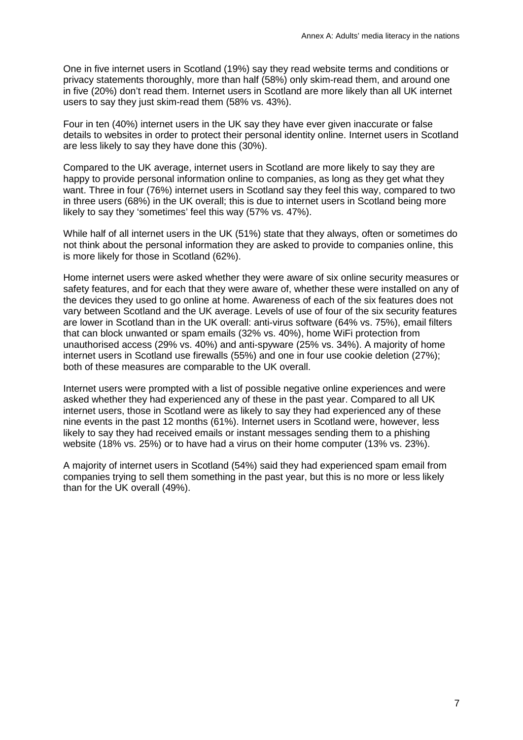One in five internet users in Scotland (19%) say they read website terms and conditions or privacy statements thoroughly, more than half (58%) only skim-read them, and around one in five (20%) don't read them. Internet users in Scotland are more likely than all UK internet users to say they just skim-read them (58% vs. 43%).

Four in ten (40%) internet users in the UK say they have ever given inaccurate or false details to websites in order to protect their personal identity online. Internet users in Scotland are less likely to say they have done this (30%).

Compared to the UK average, internet users in Scotland are more likely to say they are happy to provide personal information online to companies, as long as they get what they want. Three in four (76%) internet users in Scotland say they feel this way, compared to two in three users (68%) in the UK overall; this is due to internet users in Scotland being more likely to say they 'sometimes' feel this way (57% vs. 47%).

While half of all internet users in the UK (51%) state that they always, often or sometimes do not think about the personal information they are asked to provide to companies online, this is more likely for those in Scotland (62%).

Home internet users were asked whether they were aware of six online security measures or safety features, and for each that they were aware of, whether these were installed on any of the devices they used to go online at home. Awareness of each of the six features does not vary between Scotland and the UK average. Levels of use of four of the six security features are lower in Scotland than in the UK overall: anti-virus software (64% vs. 75%), email filters that can block unwanted or spam emails (32% vs. 40%), home WiFi protection from unauthorised access (29% vs. 40%) and anti-spyware (25% vs. 34%). A majority of home internet users in Scotland use firewalls (55%) and one in four use cookie deletion (27%); both of these measures are comparable to the UK overall.

Internet users were prompted with a list of possible negative online experiences and were asked whether they had experienced any of these in the past year. Compared to all UK internet users, those in Scotland were as likely to say they had experienced any of these nine events in the past 12 months (61%). Internet users in Scotland were, however, less likely to say they had received emails or instant messages sending them to a phishing website (18% vs. 25%) or to have had a virus on their home computer (13% vs. 23%).

A majority of internet users in Scotland (54%) said they had experienced spam email from companies trying to sell them something in the past year, but this is no more or less likely than for the UK overall (49%).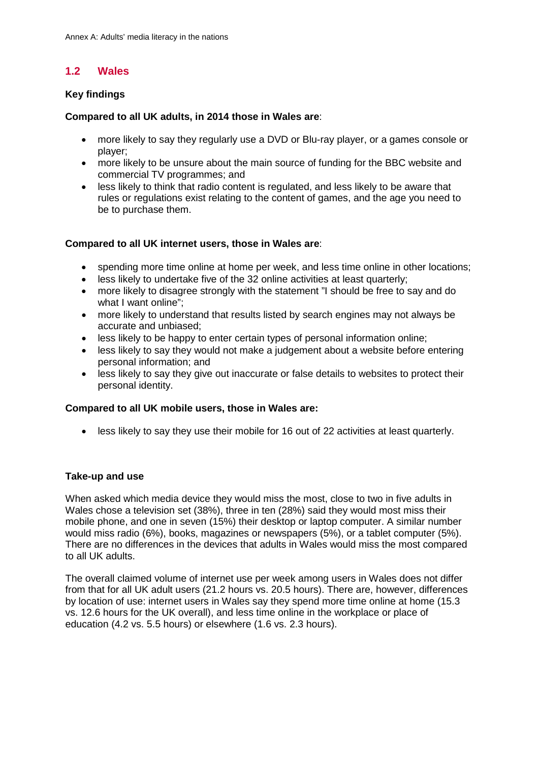## 1.2 Wales

**Key findings**

**Compared to all UK adults, in 2014 those in Wales are**:

- more likely to say they regularly use a DVD or Blu-ray player, or a games console or player;
- more likely to be unsure about the main source of funding for the BBC website and commercial TV programmes; and
- less likely to think that radio content is regulated, and less likely to be aware that rules or regulations exist relating to the content of games, and the age you need to be to purchase them.

**Compared to all UK internet users, those in Wales are**:

- spending more time online at home per week, and less time online in other locations;
- less likely to undertake five of the 32 online activities at least quarterly;
- more likely to disagree strongly with the statement "I should be free to say and do what I want online";
- more likely to understand that results listed by search engines may not always be accurate and unbiased;
- less likely to be happy to enter certain types of personal information online;
- less likely to say they would not make a judgement about a website before entering personal information; and
- less likely to say they give out inaccurate or false details to websites to protect their personal identity.

**Compared to all UK mobile users, those in Wales are:**

- less likely to say they use their mobile for 16 out of 22 activities at least quarterly.

**Take-up and use**

When asked which media device they would miss the most, close to two in five adults in Wales chose a television set (38%), three in ten (28%) said they would most miss their mobile phone, and one in seven (15%) their desktop or laptop computer. A similar number would miss radio (6%), books, magazines or newspapers (5%), or a tablet computer (5%). There are no differences in the devices that adults in Wales would miss the most compared to all UK adults.

The overall claimed volume of internet use per week among users in Wales does not differ from that for all UK adult users (21.2 hours vs. 20.5 hours). There are, however, differences by location of use: internet users in Wales say they spend more time online at home (15.3 vs. 12.6 hours for the UK overall), and less time online in the workplace or place of education (4.2 vs. 5.5 hours) or elsewhere (1.6 vs. 2.3 hours).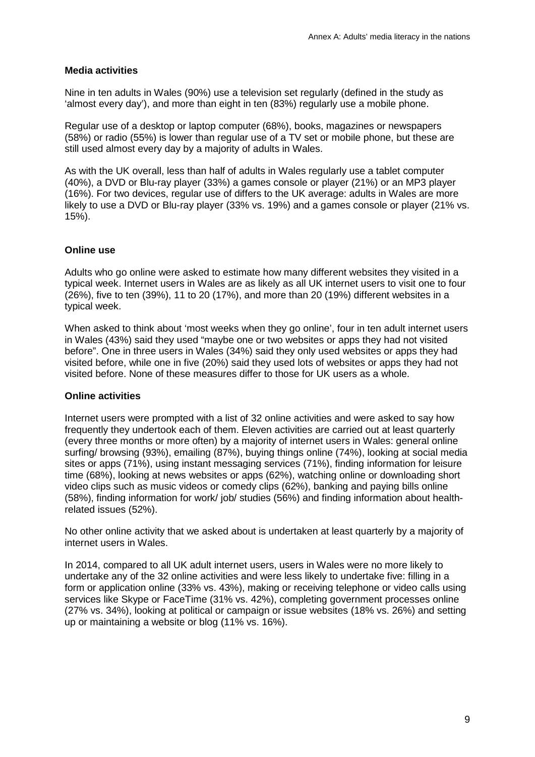### Media activities

Nine in ten adults in Wales (90%) use a television set regularly (defined in the study as 'almost every day'), and more than eight in ten (83%) regularly use a mobile phone.

Regular use of a desktop or laptop computer (68%), books, magazines or newspapers (58%) or radio (55%) is lower than regular use of a TV set or mobile phone, but these are still used almost every day by a majority of adults in Wales.

As with the UK overall, less than half of adults in Wales regularly use a tablet computer (40%), a DVD or Blu-ray player (33%) a games console or player (21%) or an MP3 player (16%). For two devices, regular use of differs to the UK average: adults in Wales are more likely to use a DVD or Blu-ray player (33% vs. 19%) and a games console or player (21% vs. 15%).

### Online use

Adults who go online were asked to estimate how many different websites they visited in a typical week. Internet users in Wales are as likely as all UK internet users to visit one to four (26%), five to ten (39%), 11 to 20 (17%), and more than 20 (19%) different websites in a typical week.

When asked to think about 'most weeks when they go online', four in ten adult internet users in Wales (43%) said they used "maybe one or two websites or apps they had not visited before". One in three users in Wales (34%) said they only used websites or apps they had visited before, while one in five (20%) said they used lots of websites or apps they had not visited before. None of these measures differ to those for UK users as a whole.

### Online activities

Internet users were prompted with a list of 32 online activities and were asked to say how frequently they undertook each of them. Eleven activities are carried out at least quarterly (every three months or more often) by a majority of internet users in Wales: general online surfing/ browsing (93%), emailing (87%), buying things online (74%), looking at social media sites or apps (71%), using instant messaging services (71%), finding information for leisure time (68%), looking at news websites or apps (62%), watching online or downloading short video clips such as music videos or comedy clips (62%), banking and paying bills online (58%), finding information for work/ job/ studies (56%) and finding information about health-related issues (52%).

No other online activity that we asked about is undertaken at least quarterly by a majority of internet users in Wales.

In 2014, compared to all UK adult internet users, users in Wales were no more likely to undertake any of the 32 online activities and were less likely to undertake five: filling in a form or application online (33% vs. 43%), making or receiving telephone or video calls using services like Skype or FaceTime (31% vs. 42%), completing government processes online (27% vs. 34%), looking at political or campaign or issue websites (18% vs. 26%) and setting up or maintaining a website or blog (11% vs. 16%).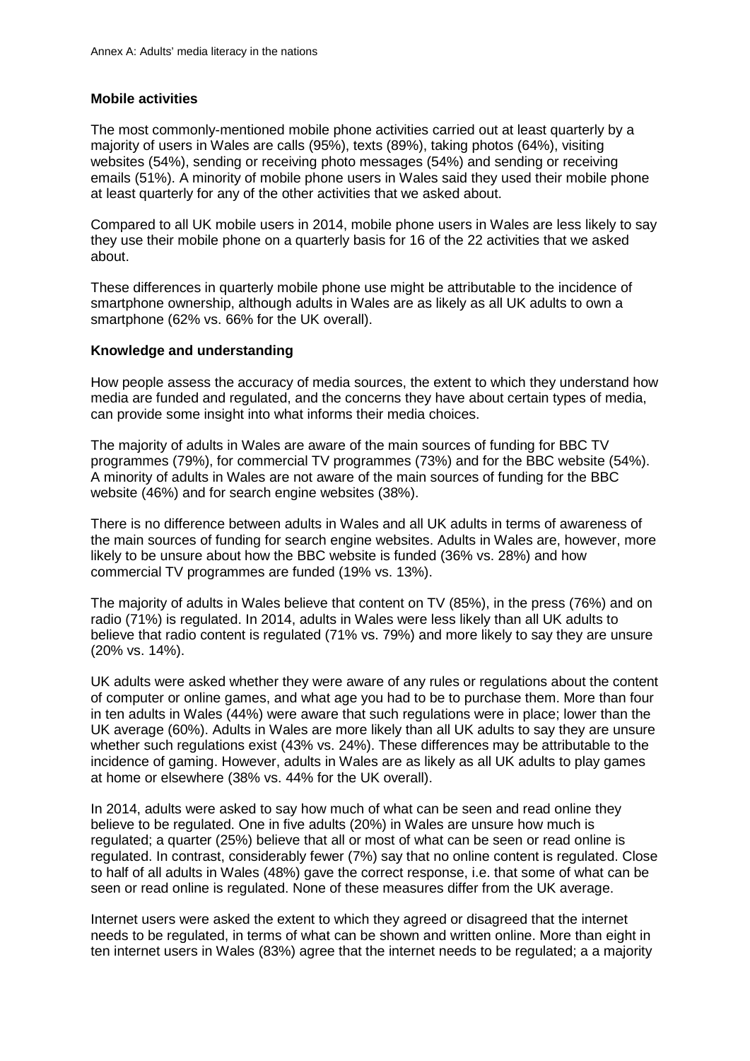### Mobile activities

The most commonly-mentioned mobile phone activities carried out at least quarterly by a majority of users in Wales are calls (95%), texts (89%), taking photos (64%), visiting websites (54%), sending or receiving photo messages (54%) and sending or receiving emails (51%). A minority of mobile phone users in Wales said they used their mobile phone at least quarterly for any of the other activities that we asked about.

Compared to all UK mobile users in 2014, mobile phone users in Wales are less likely to say they use their mobile phone on a quarterly basis for 16 of the 22 activities that we asked about.

These differences in quarterly mobile phone use might be attributable to the incidence of smartphone ownership, although adults in Wales are as likely as all UK adults to own a smartphone (62% vs. 66% for the UK overall).

### Knowledge and understanding

How people assess the accuracy of media sources, the extent to which they understand how media are funded and regulated, and the concerns they have about certain types of media, can provide some insight into what informs their media choices.

The majority of adults in Wales are aware of the main sources of funding for BBC TV programmes (79%), for commercial TV programmes (73%) and for the BBC website (54%). A minority of adults in Wales are not aware of the main sources of funding for the BBC website (46%) and for search engine websites (38%).

There is no difference between adults in Wales and all UK adults in terms of awareness of the main sources of funding for search engine websites. Adults in Wales are, however, more likely to be unsure about how the BBC website is funded (36% vs. 28%) and how commercial TV programmes are funded (19% vs. 13%).

The majority of adults in Wales believe that content on TV (85%), in the press (76%) and on radio (71%) is regulated. In 2014, adults in Wales were less likely than all UK adults to believe that radio content is regulated (71% vs. 79%) and more likely to say they are unsure (20% vs. 14%).

UK adults were asked whether they were aware of any rules or regulations about the content of computer or online games, and what age you had to be to purchase them. More than four in ten adults in Wales (44%) were aware that such regulations were in place; lower than the UK average (60%). Adults in Wales are more likely than all UK adults to say they are unsure whether such regulations exist (43% vs. 24%). These differences may be attributable to the incidence of gaming. However, adults in Wales are as likely as all UK adults to play games at home or elsewhere (38% vs. 44% for the UK overall).

In 2014, adults were asked to say how much of what can be seen and read online they believe to be regulated. One in five adults (20%) in Wales are unsure how much is regulated; a quarter (25%) believe that all or most of what can be seen or read online is regulated. In contrast, considerably fewer (7%) say that no online content is regulated. Close to half of all adults in Wales (48%) gave the correct response, i.e. that some of what can be seen or read online is regulated. None of these measures differ from the UK average.

Internet users were asked the extent to which they agreed or disagreed that the internet needs to be regulated, in terms of what can be shown and written online. More than eight in ten internet users in Wales (83%) agree that the internet needs to be regulated; a a majority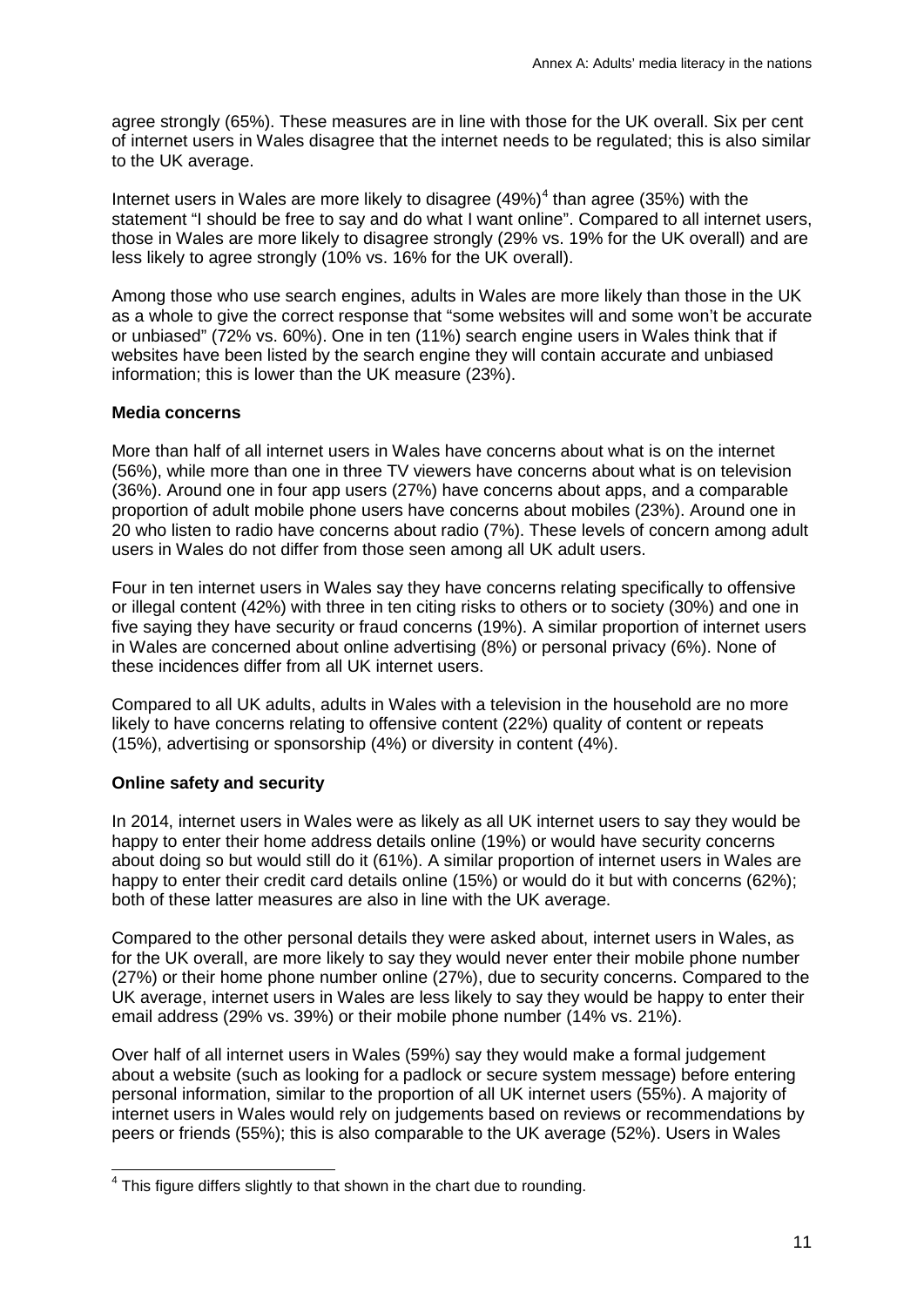agree strongly (65%). These measures are in line with those for the UK overall. Six per cent of internet users in Wales disagree that the internet needs to be regulated; this is also similar to the UK average.

Internet users in Wales are more likely to disagree (49%)[4] than agree (35%) with the statement "I should be free to say and do what I want online". Compared to all internet users, those in Wales are more likely to disagree strongly (29% vs. 19% for the UK overall) and are less likely to agree strongly (10% vs. 16% for the UK overall).

Among those who use search engines, adults in Wales are more likely than those in the UK as a whole to give the correct response that "some websites will and some won't be accurate or unbiased" (72% vs. 60%). One in ten (11%) search engine users in Wales think that if websites have been listed by the search engine they will contain accurate and unbiased information; this is lower than the UK measure (23%).

**Media concerns**

More than half of all internet users in Wales have concerns about what is on the internet (56%), while more than one in three TV viewers have concerns about what is on television (36%). Around one in four app users (27%) have concerns about apps, and a comparable proportion of adult mobile phone users have concerns about mobiles (23%). Around one in 20 who listen to radio have concerns about radio (7%). These levels of concern among adult users in Wales do not differ from those seen among all UK adult users.

Four in ten internet users in Wales say they have concerns relating specifically to offensive or illegal content (42%) with three in ten citing risks to others or to society (30%) and one in five saying they have security or fraud concerns (19%). A similar proportion of internet users in Wales are concerned about online advertising (8%) or personal privacy (6%). None of these incidences differ from all UK internet users.

Compared to all UK adults, adults in Wales with a television in the household are no more likely to have concerns relating to offensive content (22%) quality of content or repeats (15%), advertising or sponsorship (4%) or diversity in content (4%).

**Online safety and security**

In 2014, internet users in Wales were as likely as all UK internet users to say they would be happy to enter their home address details online (19%) or would have security concerns about doing so but would still do it (61%). A similar proportion of internet users in Wales are happy to enter their credit card details online (15%) or would do it but with concerns (62%); both of these latter measures are also in line with the UK average.

Compared to the other personal details they were asked about, internet users in Wales, as for the UK overall, are more likely to say they would never enter their mobile phone number (27%) or their home phone number online (27%), due to security concerns. Compared to the UK average, internet users in Wales are less likely to say they would be happy to enter their email address (29% vs. 39%) or their mobile phone number (14% vs. 21%).

Over half of all internet users in Wales (59%) say they would make a formal judgement about a website (such as looking for a padlock or secure system message) before entering personal information, similar to the proportion of all UK internet users (55%). A majority of internet users in Wales would rely on judgements based on reviews or recommendations by peers or friends (55%); this is also comparable to the UK average (52%). Users in Wales

[4] This figure differs slightly to that shown in the chart due to rounding.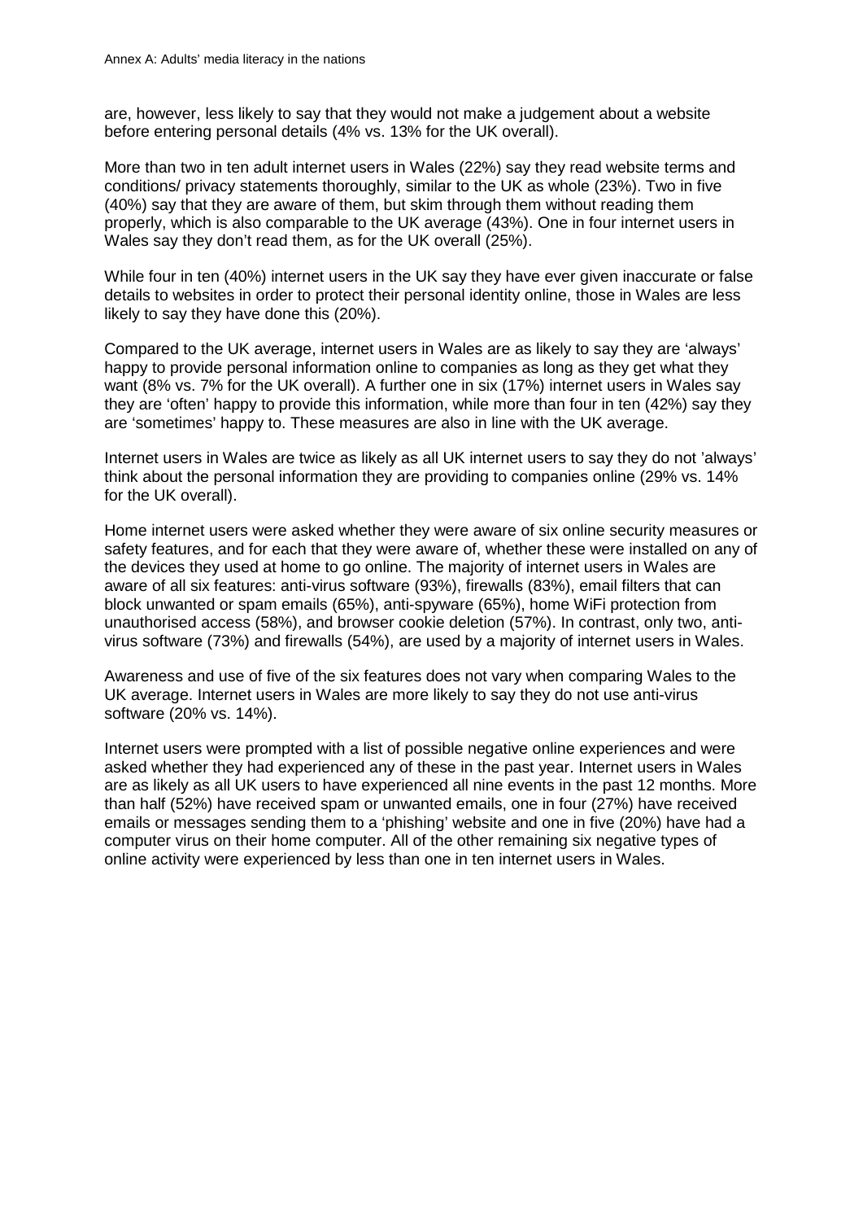are, however, less likely to say that they would not make a judgement about a website before entering personal details (4% vs. 13% for the UK overall).

More than two in ten adult internet users in Wales (22%) say they read website terms and conditions/ privacy statements thoroughly, similar to the UK as whole (23%). Two in five (40%) say that they are aware of them, but skim through them without reading them properly, which is also comparable to the UK average (43%). One in four internet users in Wales say they don't read them, as for the UK overall (25%).

While four in ten (40%) internet users in the UK say they have ever given inaccurate or false details to websites in order to protect their personal identity online, those in Wales are less likely to say they have done this (20%).

Compared to the UK average, internet users in Wales are as likely to say they are 'always' happy to provide personal information online to companies as long as they get what they want (8% vs. 7% for the UK overall). A further one in six (17%) internet users in Wales say they are 'often' happy to provide this information, while more than four in ten (42%) say they are 'sometimes' happy to. These measures are also in line with the UK average.

Internet users in Wales are twice as likely as all UK internet users to say they do not 'always' think about the personal information they are providing to companies online (29% vs. 14% for the UK overall).

Home internet users were asked whether they were aware of six online security measures or safety features, and for each that they were aware of, whether these were installed on any of the devices they used at home to go online. The majority of internet users in Wales are aware of all six features: anti-virus software (93%), firewalls (83%), email filters that can block unwanted or spam emails (65%), anti-spyware (65%), home WiFi protection from unauthorised access (58%), and browser cookie deletion (57%). In contrast, only two, anti-virus software (73%) and firewalls (54%), are used by a majority of internet users in Wales.

Awareness and use of five of the six features does not vary when comparing Wales to the UK average. Internet users in Wales are more likely to say they do not use anti-virus software (20% vs. 14%).

Internet users were prompted with a list of possible negative online experiences and were asked whether they had experienced any of these in the past year. Internet users in Wales are as likely as all UK users to have experienced all nine events in the past 12 months. More than half (52%) have received spam or unwanted emails, one in four (27%) have received emails or messages sending them to a 'phishing' website and one in five (20%) have had a computer virus on their home computer. All of the other remaining six negative types of online activity were experienced by less than one in ten internet users in Wales.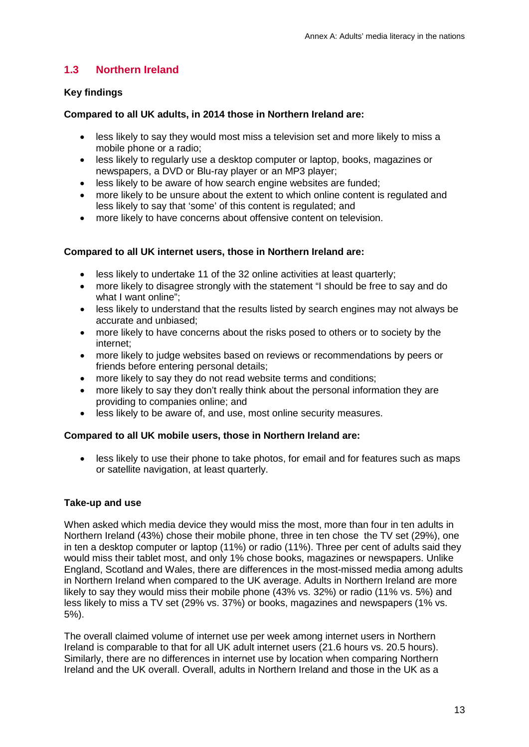## 1.3 Northern Ireland

**Key findings**

**Compared to all UK adults, in 2014 those in Northern Ireland are:**

- less likely to say they would most miss a television set and more likely to miss a mobile phone or a radio;
- less likely to regularly use a desktop computer or laptop, books, magazines or newspapers, a DVD or Blu-ray player or an MP3 player;
- less likely to be aware of how search engine websites are funded;
- more likely to be unsure about the extent to which online content is regulated and less likely to say that 'some' of this content is regulated; and
- more likely to have concerns about offensive content on television.

**Compared to all UK internet users, those in Northern Ireland are:**

- less likely to undertake 11 of the 32 online activities at least quarterly;
- more likely to disagree strongly with the statement "I should be free to say and do what I want online";
- less likely to understand that the results listed by search engines may not always be accurate and unbiased;
- more likely to have concerns about the risks posed to others or to society by the internet;
- more likely to judge websites based on reviews or recommendations by peers or friends before entering personal details;
- more likely to say they do not read website terms and conditions;
- more likely to say they don't really think about the personal information they are providing to companies online; and
- less likely to be aware of, and use, most online security measures.

**Compared to all UK mobile users, those in Northern Ireland are:**

- less likely to use their phone to take photos, for email and for features such as maps or satellite navigation, at least quarterly.

**Take-up and use**

When asked which media device they would miss the most, more than four in ten adults in Northern Ireland (43%) chose their mobile phone, three in ten chose the TV set (29%), one in ten a desktop computer or laptop (11%) or radio (11%). Three per cent of adults said they would miss their tablet most, and only 1% chose books, magazines or newspapers. Unlike England, Scotland and Wales, there are differences in the most-missed media among adults in Northern Ireland when compared to the UK average. Adults in Northern Ireland are more likely to say they would miss their mobile phone (43% vs. 32%) or radio (11% vs. 5%) and less likely to miss a TV set (29% vs. 37%) or books, magazines and newspapers (1% vs. 5%).

The overall claimed volume of internet use per week among internet users in Northern Ireland is comparable to that for all UK adult internet users (21.6 hours vs. 20.5 hours). Similarly, there are no differences in internet use by location when comparing Northern Ireland and the UK overall. Overall, adults in Northern Ireland and those in the UK as a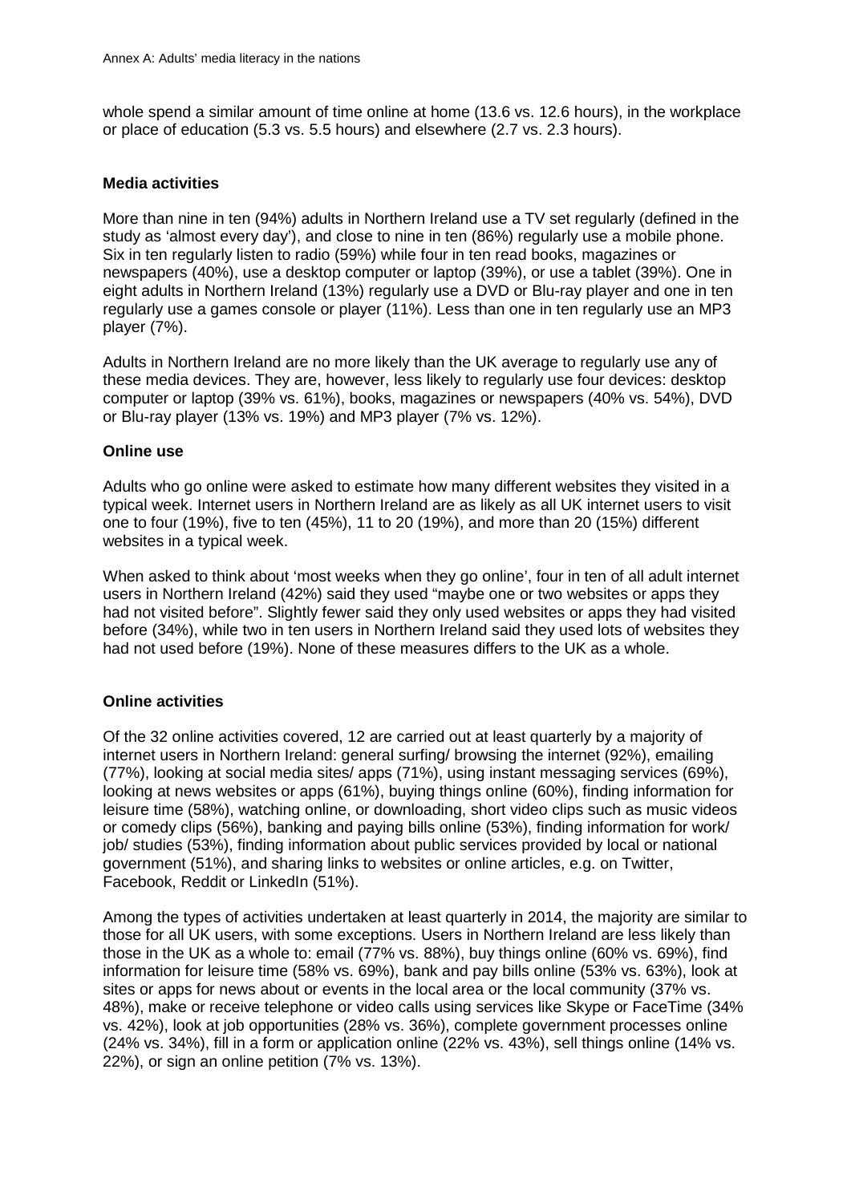whole spend a similar amount of time online at home (13.6 vs. 12.6 hours), in the workplace or place of education (5.3 vs. 5.5 hours) and elsewhere (2.7 vs. 2.3 hours).

**Media activities**

More than nine in ten (94%) adults in Northern Ireland use a TV set regularly (defined in the study as 'almost every day'), and close to nine in ten (86%) regularly use a mobile phone. Six in ten regularly listen to radio (59%) while four in ten read books, magazines or newspapers (40%), use a desktop computer or laptop (39%), or use a tablet (39%). One in eight adults in Northern Ireland (13%) regularly use a DVD or Blu-ray player and one in ten regularly use a games console or player (11%). Less than one in ten regularly use an MP3 player (7%).

Adults in Northern Ireland are no more likely than the UK average to regularly use any of these media devices. They are, however, less likely to regularly use four devices: desktop computer or laptop (39% vs. 61%), books, magazines or newspapers (40% vs. 54%), DVD or Blu-ray player (13% vs. 19%) and MP3 player (7% vs. 12%).

**Online use**

Adults who go online were asked to estimate how many different websites they visited in a typical week. Internet users in Northern Ireland are as likely as all UK internet users to visit one to four (19%), five to ten (45%), 11 to 20 (19%), and more than 20 (15%) different websites in a typical week.

When asked to think about 'most weeks when they go online', four in ten of all adult internet users in Northern Ireland (42%) said they used "maybe one or two websites or apps they had not visited before". Slightly fewer said they only used websites or apps they had visited before (34%), while two in ten users in Northern Ireland said they used lots of websites they had not used before (19%). None of these measures differs to the UK as a whole.

**Online activities**

Of the 32 online activities covered, 12 are carried out at least quarterly by a majority of internet users in Northern Ireland: general surfing/ browsing the internet (92%), emailing (77%), looking at social media sites/ apps (71%), using instant messaging services (69%), looking at news websites or apps (61%), buying things online (60%), finding information for leisure time (58%), watching online, or downloading, short video clips such as music videos or comedy clips (56%), banking and paying bills online (53%), finding information for work/ job/ studies (53%), finding information about public services provided by local or national government (51%), and sharing links to websites or online articles, e.g. on Twitter, Facebook, Reddit or LinkedIn (51%).

Among the types of activities undertaken at least quarterly in 2014, the majority are similar to those for all UK users, with some exceptions. Users in Northern Ireland are less likely than those in the UK as a whole to: email (77% vs. 88%), buy things online (60% vs. 69%), find information for leisure time (58% vs. 69%), bank and pay bills online (53% vs. 63%), look at sites or apps for news about or events in the local area or the local community (37% vs. 48%), make or receive telephone or video calls using services like Skype or FaceTime (34% vs. 42%), look at job opportunities (28% vs. 36%), complete government processes online (24% vs. 34%), fill in a form or application online (22% vs. 43%), sell things online (14% vs. 22%), or sign an online petition (7% vs. 13%).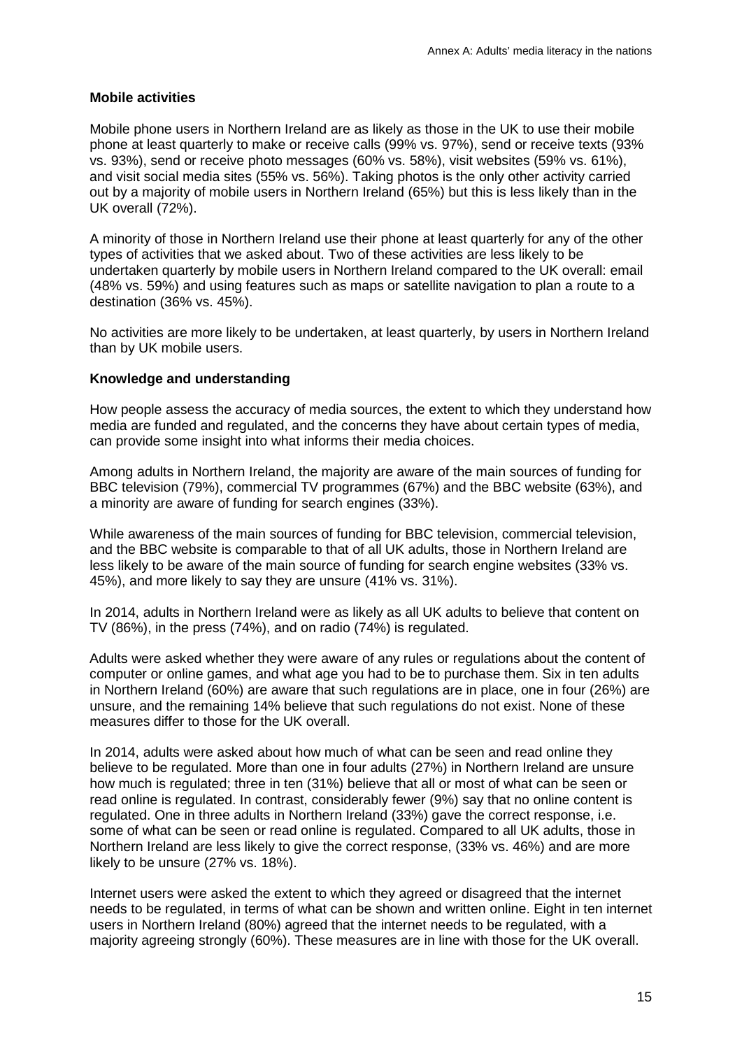**Mobile activities**

Mobile phone users in Northern Ireland are as likely as those in the UK to use their mobile phone at least quarterly to make or receive calls (99% vs. 97%), send or receive texts (93% vs. 93%), send or receive photo messages (60% vs. 58%), visit websites (59% vs. 61%), and visit social media sites (55% vs. 56%). Taking photos is the only other activity carried out by a majority of mobile users in Northern Ireland (65%) but this is less likely than in the UK overall (72%).

A minority of those in Northern Ireland use their phone at least quarterly for any of the other types of activities that we asked about. Two of these activities are less likely to be undertaken quarterly by mobile users in Northern Ireland compared to the UK overall: email (48% vs. 59%) and using features such as maps or satellite navigation to plan a route to a destination (36% vs. 45%).

No activities are more likely to be undertaken, at least quarterly, by users in Northern Ireland than by UK mobile users.

**Knowledge and understanding**

How people assess the accuracy of media sources, the extent to which they understand how media are funded and regulated, and the concerns they have about certain types of media, can provide some insight into what informs their media choices.

Among adults in Northern Ireland, the majority are aware of the main sources of funding for BBC television (79%), commercial TV programmes (67%) and the BBC website (63%), and a minority are aware of funding for search engines (33%).

While awareness of the main sources of funding for BBC television, commercial television, and the BBC website is comparable to that of all UK adults, those in Northern Ireland are less likely to be aware of the main source of funding for search engine websites (33% vs. 45%), and more likely to say they are unsure (41% vs. 31%).

In 2014, adults in Northern Ireland were as likely as all UK adults to believe that content on TV (86%), in the press (74%), and on radio (74%) is regulated.

Adults were asked whether they were aware of any rules or regulations about the content of computer or online games, and what age you had to be to purchase them. Six in ten adults in Northern Ireland (60%) are aware that such regulations are in place, one in four (26%) are unsure, and the remaining 14% believe that such regulations do not exist. None of these measures differ to those for the UK overall.

In 2014, adults were asked about how much of what can be seen and read online they believe to be regulated. More than one in four adults (27%) in Northern Ireland are unsure how much is regulated; three in ten (31%) believe that all or most of what can be seen or read online is regulated. In contrast, considerably fewer (9%) say that no online content is regulated. One in three adults in Northern Ireland (33%) gave the correct response, i.e. some of what can be seen or read online is regulated. Compared to all UK adults, those in Northern Ireland are less likely to give the correct response, (33% vs. 46%) and are more likely to be unsure (27% vs. 18%).

Internet users were asked the extent to which they agreed or disagreed that the internet needs to be regulated, in terms of what can be shown and written online. Eight in ten internet users in Northern Ireland (80%) agreed that the internet needs to be regulated, with a majority agreeing strongly (60%). These measures are in line with those for the UK overall.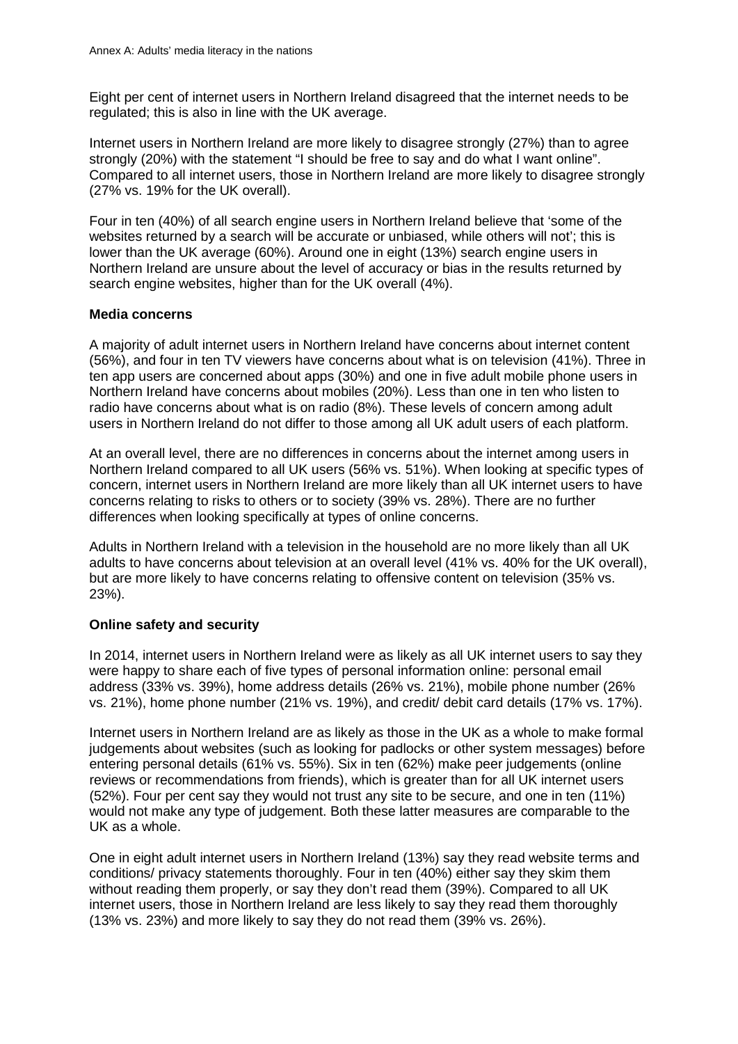Eight per cent of internet users in Northern Ireland disagreed that the internet needs to be regulated; this is also in line with the UK average.

Internet users in Northern Ireland are more likely to disagree strongly (27%) than to agree strongly (20%) with the statement "I should be free to say and do what I want online". Compared to all internet users, those in Northern Ireland are more likely to disagree strongly (27% vs. 19% for the UK overall).

Four in ten (40%) of all search engine users in Northern Ireland believe that 'some of the websites returned by a search will be accurate or unbiased, while others will not'; this is lower than the UK average (60%). Around one in eight (13%) search engine users in Northern Ireland are unsure about the level of accuracy or bias in the results returned by search engine websites, higher than for the UK overall (4%).

**Media concerns**

A majority of adult internet users in Northern Ireland have concerns about internet content (56%), and four in ten TV viewers have concerns about what is on television (41%). Three in ten app users are concerned about apps (30%) and one in five adult mobile phone users in Northern Ireland have concerns about mobiles (20%). Less than one in ten who listen to radio have concerns about what is on radio (8%). These levels of concern among adult users in Northern Ireland do not differ to those among all UK adult users of each platform.

At an overall level, there are no differences in concerns about the internet among users in Northern Ireland compared to all UK users (56% vs. 51%). When looking at specific types of concern, internet users in Northern Ireland are more likely than all UK internet users to have concerns relating to risks to others or to society (39% vs. 28%). There are no further differences when looking specifically at types of online concerns.

Adults in Northern Ireland with a television in the household are no more likely than all UK adults to have concerns about television at an overall level (41% vs. 40% for the UK overall), but are more likely to have concerns relating to offensive content on television (35% vs. 23%).

**Online safety and security**

In 2014, internet users in Northern Ireland were as likely as all UK internet users to say they were happy to share each of five types of personal information online: personal email address (33% vs. 39%), home address details (26% vs. 21%), mobile phone number (26% vs. 21%), home phone number (21% vs. 19%), and credit/ debit card details (17% vs. 17%).

Internet users in Northern Ireland are as likely as those in the UK as a whole to make formal judgements about websites (such as looking for padlocks or other system messages) before entering personal details (61% vs. 55%). Six in ten (62%) make peer judgements (online reviews or recommendations from friends), which is greater than for all UK internet users (52%). Four per cent say they would not trust any site to be secure, and one in ten (11%) would not make any type of judgement. Both these latter measures are comparable to the UK as a whole.

One in eight adult internet users in Northern Ireland (13%) say they read website terms and conditions/ privacy statements thoroughly. Four in ten (40%) either say they skim them without reading them properly, or say they don't read them (39%). Compared to all UK internet users, those in Northern Ireland are less likely to say they read them thoroughly (13% vs. 23%) and more likely to say they do not read them (39% vs. 26%).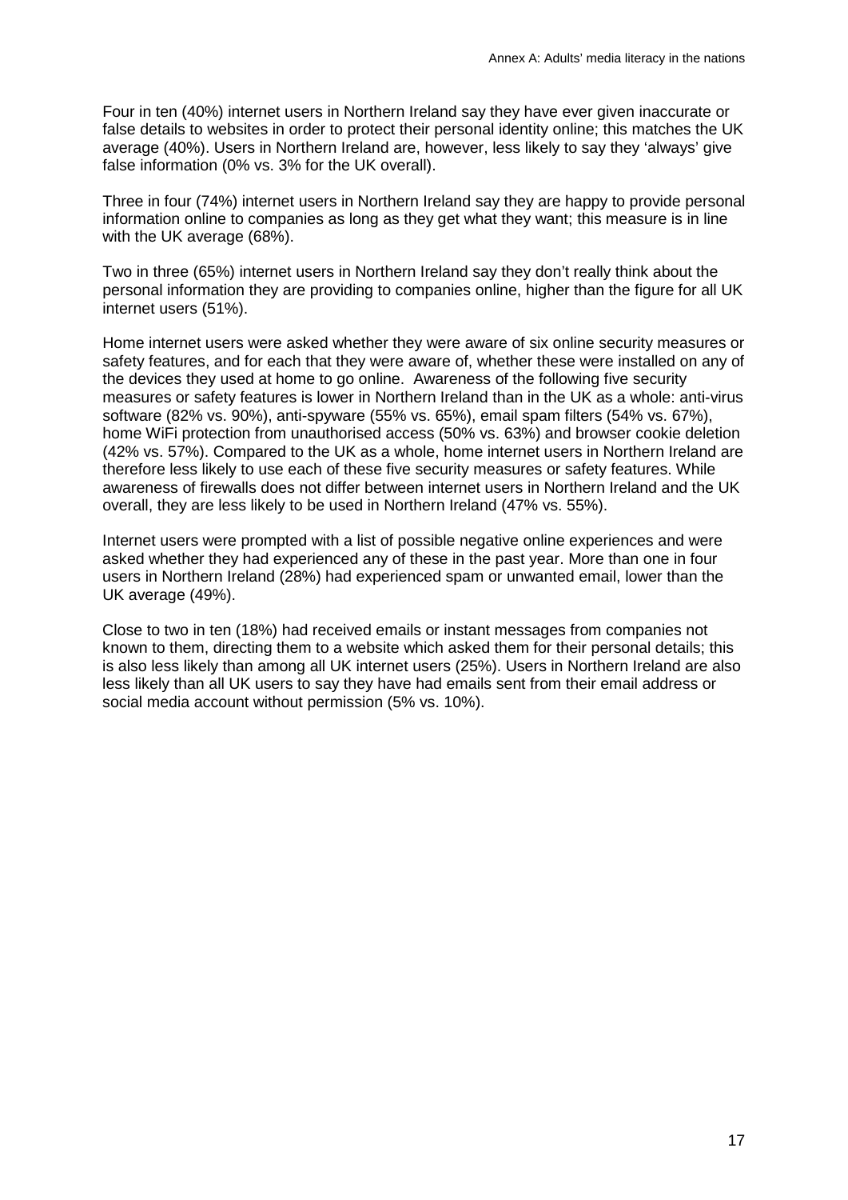Four in ten (40%) internet users in Northern Ireland say they have ever given inaccurate or false details to websites in order to protect their personal identity online; this matches the UK average (40%). Users in Northern Ireland are, however, less likely to say they 'always' give false information (0% vs. 3% for the UK overall).

Three in four (74%) internet users in Northern Ireland say they are happy to provide personal information online to companies as long as they get what they want; this measure is in line with the UK average (68%).

Two in three (65%) internet users in Northern Ireland say they don't really think about the personal information they are providing to companies online, higher than the figure for all UK internet users (51%).

Home internet users were asked whether they were aware of six online security measures or safety features, and for each that they were aware of, whether these were installed on any of the devices they used at home to go online. Awareness of the following five security measures or safety features is lower in Northern Ireland than in the UK as a whole: anti-virus software (82% vs. 90%), anti-spyware (55% vs. 65%), email spam filters (54% vs. 67%), home WiFi protection from unauthorised access (50% vs. 63%) and browser cookie deletion (42% vs. 57%). Compared to the UK as a whole, home internet users in Northern Ireland are therefore less likely to use each of these five security measures or safety features. While awareness of firewalls does not differ between internet users in Northern Ireland and the UK overall, they are less likely to be used in Northern Ireland (47% vs. 55%).

Internet users were prompted with a list of possible negative online experiences and were asked whether they had experienced any of these in the past year. More than one in four users in Northern Ireland (28%) had experienced spam or unwanted email, lower than the UK average (49%).

Close to two in ten (18%) had received emails or instant messages from companies not known to them, directing them to a website which asked them for their personal details; this is also less likely than among all UK internet users (25%). Users in Northern Ireland are also less likely than all UK users to say they have had emails sent from their email address or social media account without permission (5% vs. 10%).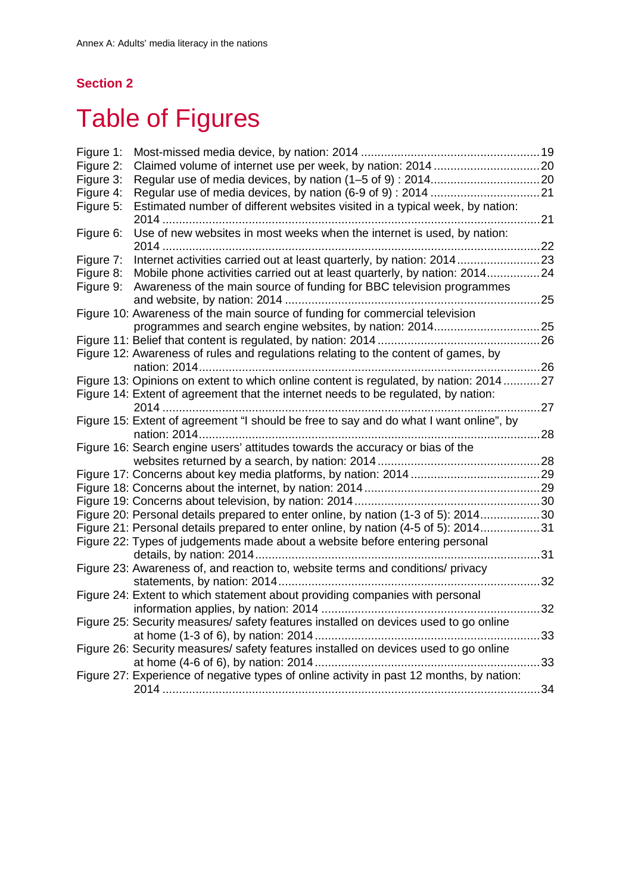## Section 2

# Table of Figures

Figure 1: Most-missed media device, by nation: 2014 ....................................................... 19
Figure 2: Claimed volume of internet use per week, by nation: 2014 ................................ 20
Figure 3: Regular use of media devices, by nation (1–5 of 9) : 2014................................. 20
Figure 4: Regular use of media devices, by nation (6-9 of 9) : 2014 .................................. 21
Figure 5: Estimated number of different websites visited in a typical week, by nation: 2014 ................................................................................................................. 21
Figure 6: Use of new websites in most weeks when the internet is used, by nation: 2014 ................................................................................................................. 22
Figure 7: Internet activities carried out at least quarterly, by nation: 2014......................... 23
Figure 8: Mobile phone activities carried out at least quarterly, by nation: 2014................ 24
Figure 9: Awareness of the main source of funding for BBC television programmes and website, by nation: 2014 ............................................................................ 25
Figure 10: Awareness of the main source of funding for commercial television programmes and search engine websites, by nation: 2014................................ 25
Figure 11: Belief that content is regulated, by nation: 2014 ................................................. 26
Figure 12: Awareness of rules and regulations relating to the content of games, by nation: 2014....................................................................................................... 26
Figure 13: Opinions on extent to which online content is regulated, by nation: 2014 ........... 27
Figure 14: Extent of agreement that the internet needs to be regulated, by nation: 2014 ................................................................................................................. 27
Figure 15: Extent of agreement “I should be free to say and do what I want online”, by nation: 2014....................................................................................................... 28
Figure 16: Search engine users’ attitudes towards the accuracy or bias of the websites returned by a search, by nation: 2014 ................................................. 28
Figure 17: Concerns about key media platforms, by nation: 2014 ....................................... 29
Figure 18: Concerns about the internet, by nation: 2014 ..................................................... 29
Figure 19: Concerns about television, by nation: 2014 ........................................................ 30
Figure 20: Personal details prepared to enter online, by nation (1-3 of 5): 2014.................. 30
Figure 21: Personal details prepared to enter online, by nation (4-5 of 5): 2014.................. 31
Figure 22: Types of judgements made about a website before entering personal details, by nation: 2014..................................................................................... 31
Figure 23: Awareness of, and reaction to, website terms and conditions/ privacy statements, by nation: 2014.............................................................................. 32
Figure 24: Extent to which statement about providing companies with personal information applies, by nation: 2014 .................................................................. 32
Figure 25: Security measures/ safety features installed on devices used to go online at home (1-3 of 6), by nation: 2014.................................................................... 33
Figure 26: Security measures/ safety features installed on devices used to go online at home (4-6 of 6), by nation: 2014.................................................................... 33
Figure 27: Experience of negative types of online activity in past 12 months, by nation: 2014 ................................................................................................................. 34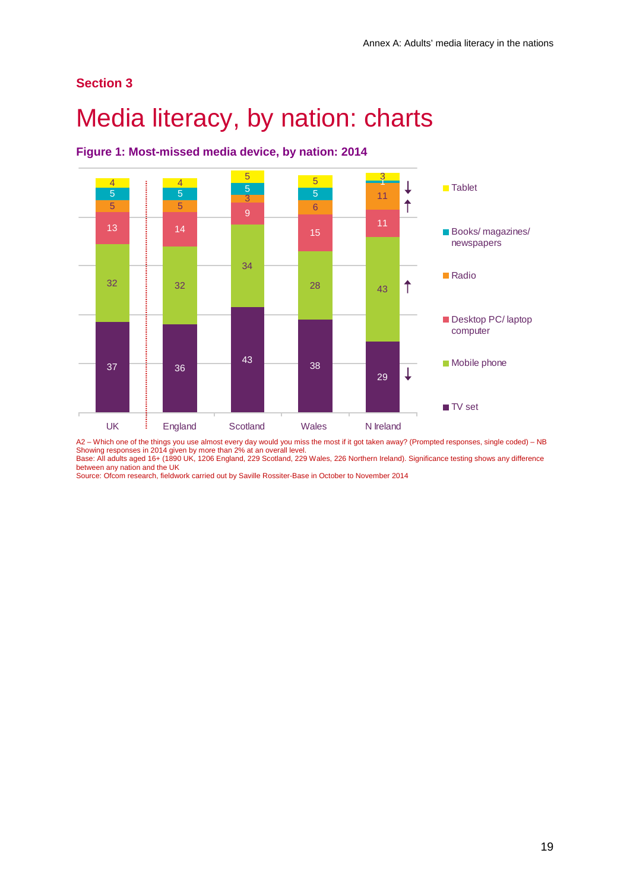## Section 3

# Media literacy, by nation: charts

### Figure 1: Most-missed media device, by nation: 2014

| | UK | England | Scotland | Wales | N Ireland |
|---|---|---|---|---|---|
| Tablet | 4 | 4 | 5 | 5 | 3 ↓ |
| Books/ magazines/ newspapers | 5 | 5 | 5 | 5 | 1 |
| Radio | 5 | 5 | 3 | 6 | 11 ↑ |
| Desktop PC/ laptop computer | 13 | 14 | 9 | 15 | 11 |
| Mobile phone | 32 | 32 | 34 | 28 | 43 ↑ |
| TV set | 37 | 36 | 43 | 38 | 29 ↓ |

A2 – Which one of the things you use almost every day would you miss the most if it got taken away? (Prompted responses, single coded) – NB Showing responses in 2014 given by more than 2% at an overall level.
Base: All adults aged 16+ (1890 UK, 1206 England, 229 Scotland, 229 Wales, 226 Northern Ireland). Significance testing shows any difference between any nation and the UK
Source: Ofcom research, fieldwork carried out by Saville Rossiter-Base in October to November 2014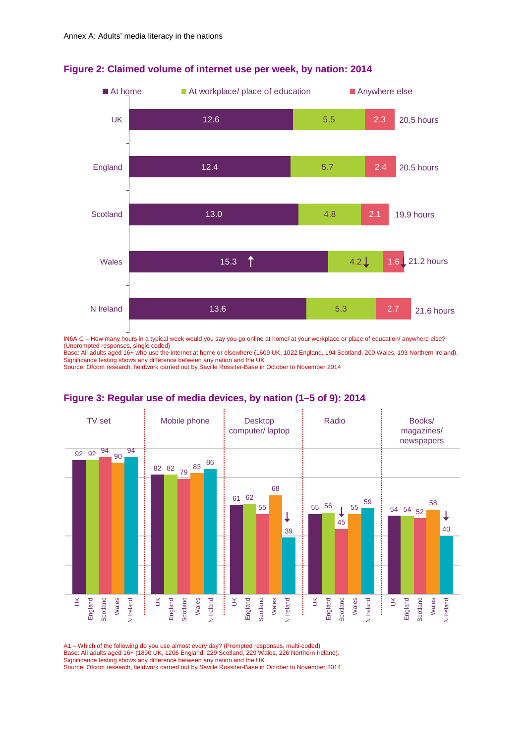Annex A: Adults' media literacy in the nations

### Figure 2: Claimed volume of internet use per week, by nation: 2014

| Nation | At home | At workplace/ place of education | Anywhere else | Total |
|---|---|---|---|---|
| UK | 12.6 | 5.5 | 2.3 | 20.5 hours |
| England | 12.4 | 5.7 | 2.4 | 20.5 hours |
| Scotland | 13.0 | 4.8 | 2.1 | 19.9 hours |
| Wales | 15.3 ↑ | 4.2 ↓ | 1.6 ↓ | 21.2 hours |
| N Ireland | 13.6 | 5.3 | 2.7 | 21.6 hours |

IN6A-C – How many hours in a typical week would you say you go online at home/ at your workplace or place of education/ anywhere else? (Unprompted responses, single coded)
Base: All adults aged 16+ who use the internet at home or elsewhere (1609 UK, 1022 England, 194 Scotland, 200 Wales, 193 Northern Ireland).
Significance testing shows any difference between any nation and the UK
Source: Ofcom research, fieldwork carried out by Saville Rossiter-Base in October to November 2014

### Figure 3: Regular use of media devices, by nation (1–5 of 9): 2014

| Device | UK | England | Scotland | Wales | N Ireland |
|---|---|---|---|---|---|
| TV set | 92 | 92 | 94 | 90 | 94 |
| Mobile phone | 82 | 82 | 79 | 83 | 86 |
| Desktop computer/ laptop | 61 | 62 | 55 | 68 | 39 ↓ |
| Radio | 55 | 56 | 45 ↓ | 55 | 59 |
| Books/ magazines/ newspapers | 54 | 54 | 52 | 58 | 40 ↓ |

A1 – Which of the following do you use almost every day? (Prompted responses, multi-coded)
Base: All adults aged 16+ (1890 UK, 1206 England, 229 Scotland, 229 Wales, 226 Northern Ireland).
Significance testing shows any difference between any nation and the UK
Source: Ofcom research, fieldwork carried out by Saville Rossiter-Base in October to November 2014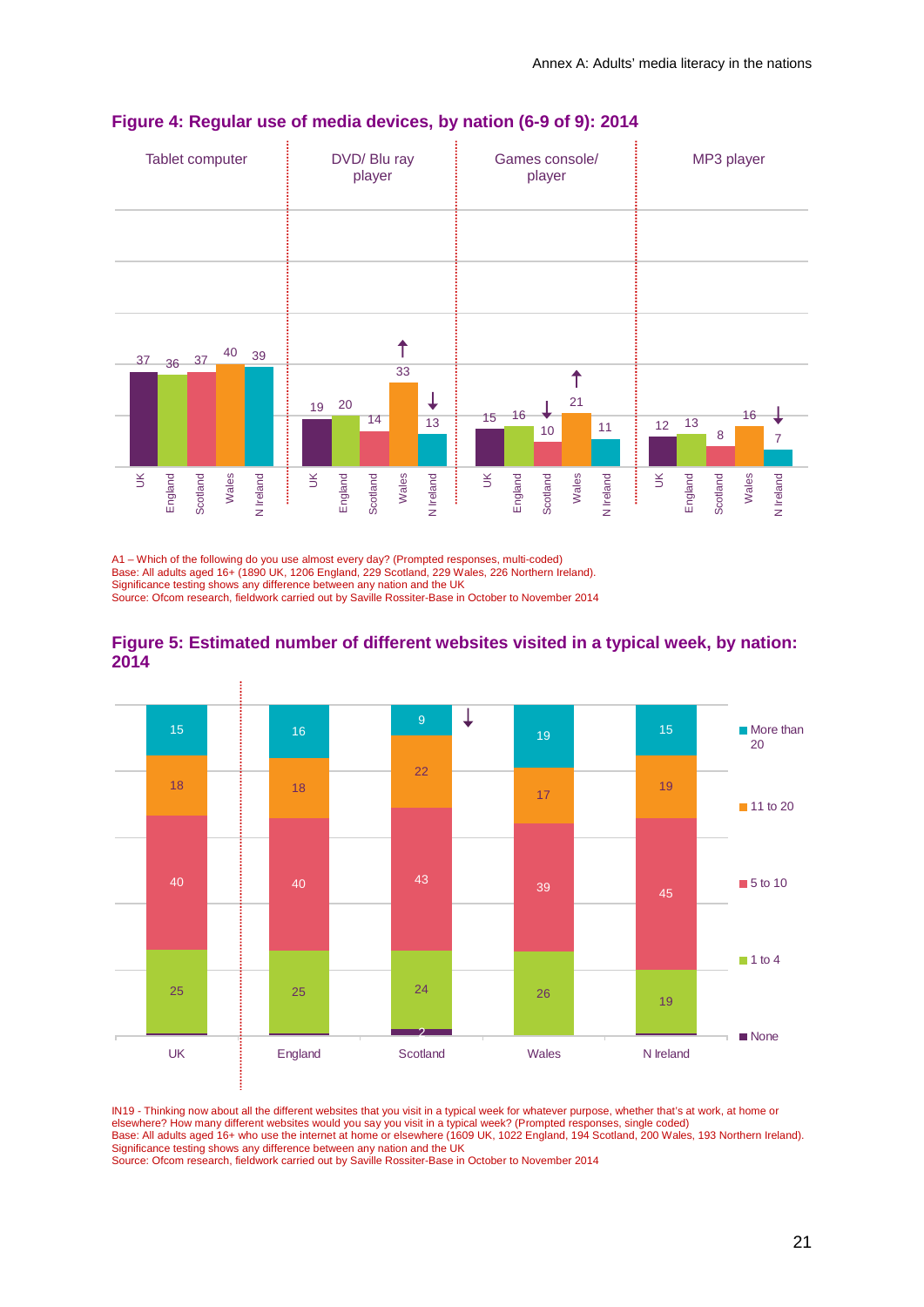## Figure 4: Regular use of media devices, by nation (6-9 of 9): 2014

| | UK | England | Scotland | Wales | N Ireland |
|---|---|---|---|---|---|
| Tablet computer | 37 | 36 | 37 | 40 | 39 |
| DVD/ Blu ray player | 19 | 20 | 14 | 33 ↑ | 13 ↓ |
| Games console/ player | 15 | 16 | 10 ↓ | 21 ↑ | 11 |
| MP3 player | 12 | 13 | 8 | 16 | 7 ↓ |

A1 – Which of the following do you use almost every day? (Prompted responses, multi-coded)
Base: All adults aged 16+ (1890 UK, 1206 England, 229 Scotland, 229 Wales, 226 Northern Ireland).
Significance testing shows any difference between any nation and the UK
Source: Ofcom research, fieldwork carried out by Saville Rossiter-Base in October to November 2014

## Figure 5: Estimated number of different websites visited in a typical week, by nation: 2014

| | UK | England | Scotland | Wales | N Ireland |
|---|---|---|---|---|---|
| More than 20 | 15 | 16 | 9 ↓ | 19 | 15 |
| 11 to 20 | 18 | 18 | 22 | 17 | 19 |
| 5 to 10 | 40 | 40 | 43 | 39 | 45 |
| 1 to 4 | 25 | 25 | 24 | 26 | 19 |
| None | | | 2 | | |

IN19 - Thinking now about all the different websites that you visit in a typical week for whatever purpose, whether that's at work, at home or elsewhere? How many different websites would you say you visit in a typical week? (Prompted responses, single coded)
Base: All adults aged 16+ who use the internet at home or elsewhere (1609 UK, 1022 England, 194 Scotland, 200 Wales, 193 Northern Ireland).
Significance testing shows any difference between any nation and the UK
Source: Ofcom research, fieldwork carried out by Saville Rossiter-Base in October to November 2014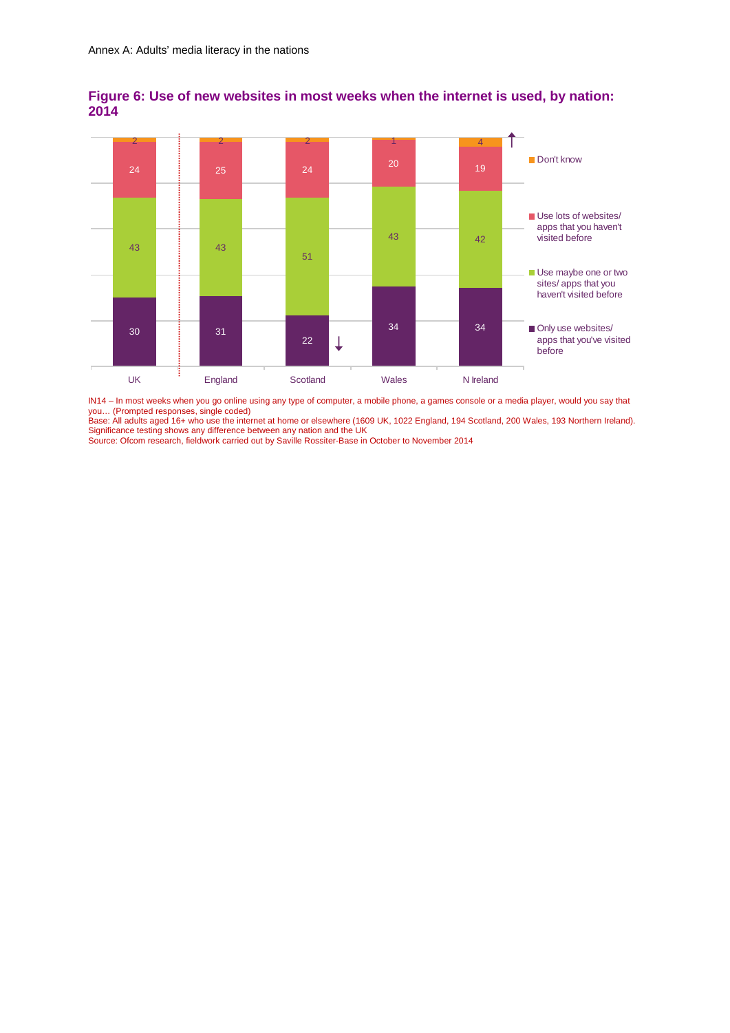## Figure 6: Use of new websites in most weeks when the internet is used, by nation: 2014

| | UK | England | Scotland | Wales | N Ireland |
|---|---|---|---|---|---|
| Don't know | 2 | 2 | 2 | 1 | 4 ↑ |
| Use lots of websites/ apps that you haven't visited before | 24 | 25 | 24 | 20 | 19 |
| Use maybe one or two sites/ apps that you haven't visited before | 43 | 43 | 51 | 43 | 42 |
| Only use websites/ apps that you've visited before | 30 | 31 | 22 ↓ | 34 | 34 |

IN14 – In most weeks when you go online using any type of computer, a mobile phone, a games console or a media player, would you say that you… (Prompted responses, single coded)
Base: All adults aged 16+ who use the internet at home or elsewhere (1609 UK, 1022 England, 194 Scotland, 200 Wales, 193 Northern Ireland).
Significance testing shows any difference between any nation and the UK
Source: Ofcom research, fieldwork carried out by Saville Rossiter-Base in October to November 2014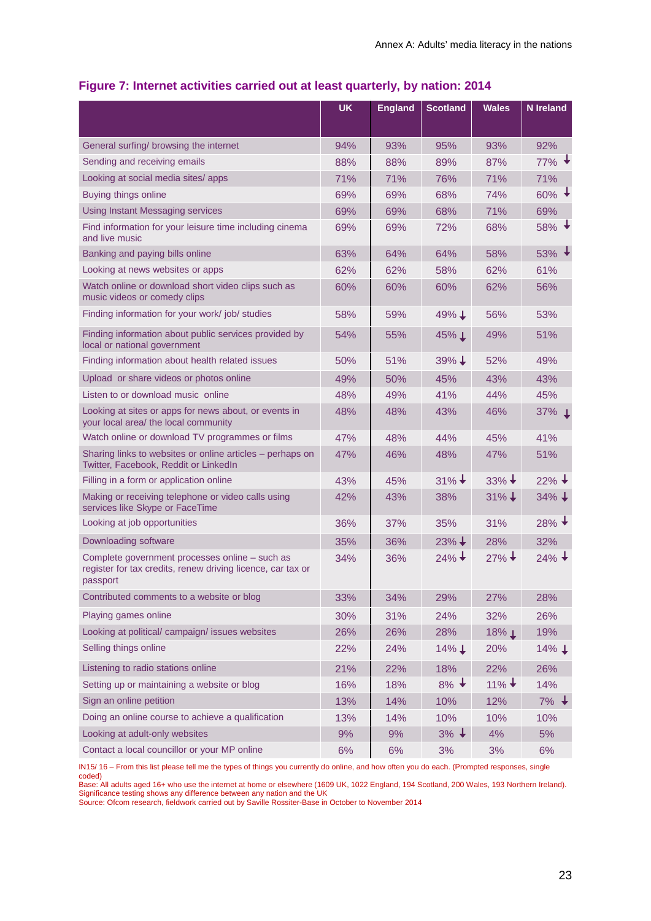## Figure 7: Internet activities carried out at least quarterly, by nation: 2014

| | UK | England | Scotland | Wales | N Ireland |
|---|---|---|---|---|---|
| General surfing/ browsing the internet | 94% | 93% | 95% | 93% | 92% |
| Sending and receiving emails | 88% | 88% | 89% | 87% | 77% ↓ |
| Looking at social media sites/ apps | 71% | 71% | 76% | 71% | 71% |
| Buying things online | 69% | 69% | 68% | 74% | 60% ↓ |
| Using Instant Messaging services | 69% | 69% | 68% | 71% | 69% |
| Find information for your leisure time including cinema and live music | 69% | 69% | 72% | 68% | 58% ↓ |
| Banking and paying bills online | 63% | 64% | 64% | 58% | 53% ↓ |
| Looking at news websites or apps | 62% | 62% | 58% | 62% | 61% |
| Watch online or download short video clips such as music videos or comedy clips | 60% | 60% | 60% | 62% | 56% |
| Finding information for your work/ job/ studies | 58% | 59% | 49% ↓ | 56% | 53% |
| Finding information about public services provided by local or national government | 54% | 55% | 45% ↓ | 49% | 51% |
| Finding information about health related issues | 50% | 51% | 39% ↓ | 52% | 49% |
| Upload or share videos or photos online | 49% | 50% | 45% | 43% | 43% |
| Listen to or download music online | 48% | 49% | 41% | 44% | 45% |
| Looking at sites or apps for news about, or events in your local area/ the local community | 48% | 48% | 43% | 46% | 37% ↓ |
| Watch online or download TV programmes or films | 47% | 48% | 44% | 45% | 41% |
| Sharing links to websites or online articles – perhaps on Twitter, Facebook, Reddit or LinkedIn | 47% | 46% | 48% | 47% | 51% |
| Filling in a form or application online | 43% | 45% | 31% ↓ | 33% ↓ | 22% ↓ |
| Making or receiving telephone or video calls using services like Skype or FaceTime | 42% | 43% | 38% | 31% ↓ | 34% ↓ |
| Looking at job opportunities | 36% | 37% | 35% | 31% | 28% ↓ |
| Downloading software | 35% | 36% | 23% ↓ | 28% | 32% |
| Complete government processes online – such as register for tax credits, renew driving licence, car tax or passport | 34% | 36% | 24% ↓ | 27% ↓ | 24% ↓ |
| Contributed comments to a website or blog | 33% | 34% | 29% | 27% | 28% |
| Playing games online | 30% | 31% | 24% | 32% | 26% |
| Looking at political/ campaign/ issues websites | 26% | 26% | 28% | 18% ↓ | 19% |
| Selling things online | 22% | 24% | 14% ↓ | 20% | 14% ↓ |
| Listening to radio stations online | 21% | 22% | 18% | 22% | 26% |
| Setting up or maintaining a website or blog | 16% | 18% | 8% ↓ | 11% ↓ | 14% |
| Sign an online petition | 13% | 14% | 10% | 12% | 7% ↓ |
| Doing an online course to achieve a qualification | 13% | 14% | 10% | 10% | 10% |
| Looking at adult-only websites | 9% | 9% | 3% ↓ | 4% | 5% |
| Contact a local councillor or your MP online | 6% | 6% | 3% | 3% | 6% |

IN15/ 16 – From this list please tell me the types of things you currently do online, and how often you do each. (Prompted responses, single coded)
Base: All adults aged 16+ who use the internet at home or elsewhere (1609 UK, 1022 England, 194 Scotland, 200 Wales, 193 Northern Ireland).
Significance testing shows any difference between any nation and the UK
Source: Ofcom research, fieldwork carried out by Saville Rossiter-Base in October to November 2014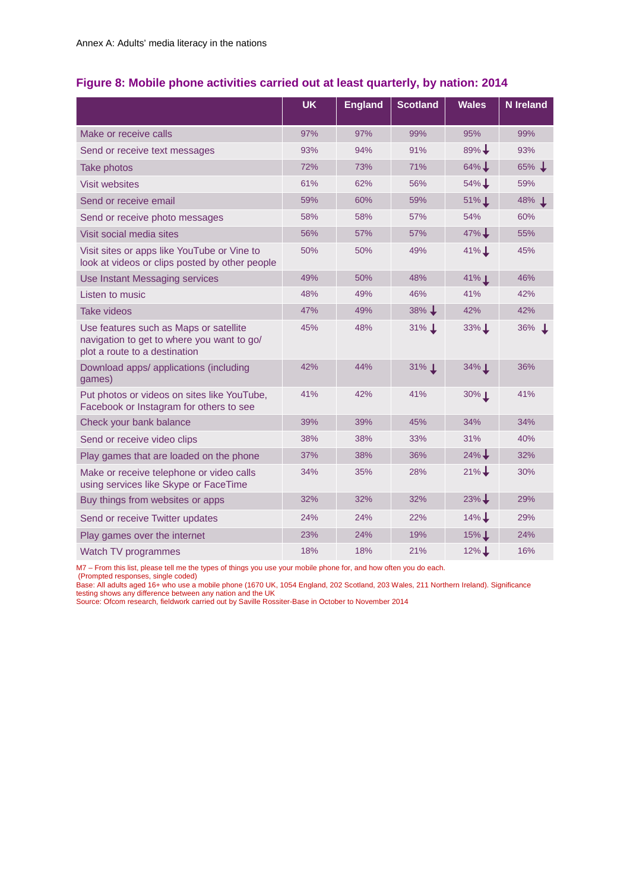## Figure 8: Mobile phone activities carried out at least quarterly, by nation: 2014

| | UK | England | Scotland | Wales | N Ireland |
|---|---|---|---|---|---|
| Make or receive calls | 97% | 97% | 99% | 95% | 99% |
| Send or receive text messages | 93% | 94% | 91% | 89% ↓ | 93% |
| Take photos | 72% | 73% | 71% | 64% ↓ | 65% ↓ |
| Visit websites | 61% | 62% | 56% | 54% ↓ | 59% |
| Send or receive email | 59% | 60% | 59% | 51% ↓ | 48% ↓ |
| Send or receive photo messages | 58% | 58% | 57% | 54% | 60% |
| Visit social media sites | 56% | 57% | 57% | 47% ↓ | 55% |
| Visit sites or apps like YouTube or Vine to look at videos or clips posted by other people | 50% | 50% | 49% | 41% ↓ | 45% |
| Use Instant Messaging services | 49% | 50% | 48% | 41% ↓ | 46% |
| Listen to music | 48% | 49% | 46% | 41% | 42% |
| Take videos | 47% | 49% | 38% ↓ | 42% | 42% |
| Use features such as Maps or satellite navigation to get to where you want to go/ plot a route to a destination | 45% | 48% | 31% ↓ | 33% ↓ | 36% ↓ |
| Download apps/ applications (including games) | 42% | 44% | 31% ↓ | 34% ↓ | 36% |
| Put photos or videos on sites like YouTube, Facebook or Instagram for others to see | 41% | 42% | 41% | 30% ↓ | 41% |
| Check your bank balance | 39% | 39% | 45% | 34% | 34% |
| Send or receive video clips | 38% | 38% | 33% | 31% | 40% |
| Play games that are loaded on the phone | 37% | 38% | 36% | 24% ↓ | 32% |
| Make or receive telephone or video calls using services like Skype or FaceTime | 34% | 35% | 28% | 21% ↓ | 30% |
| Buy things from websites or apps | 32% | 32% | 32% | 23% ↓ | 29% |
| Send or receive Twitter updates | 24% | 24% | 22% | 14% ↓ | 29% |
| Play games over the internet | 23% | 24% | 19% | 15% ↓ | 24% |
| Watch TV programmes | 18% | 18% | 21% | 12% ↓ | 16% |

M7 – From this list, please tell me the types of things you use your mobile phone for, and how often you do each.
(Prompted responses, single coded)
Base: All adults aged 16+ who use a mobile phone (1670 UK, 1054 England, 202 Scotland, 203 Wales, 211 Northern Ireland). Significance testing shows any difference between any nation and the UK
Source: Ofcom research, fieldwork carried out by Saville Rossiter-Base in October to November 2014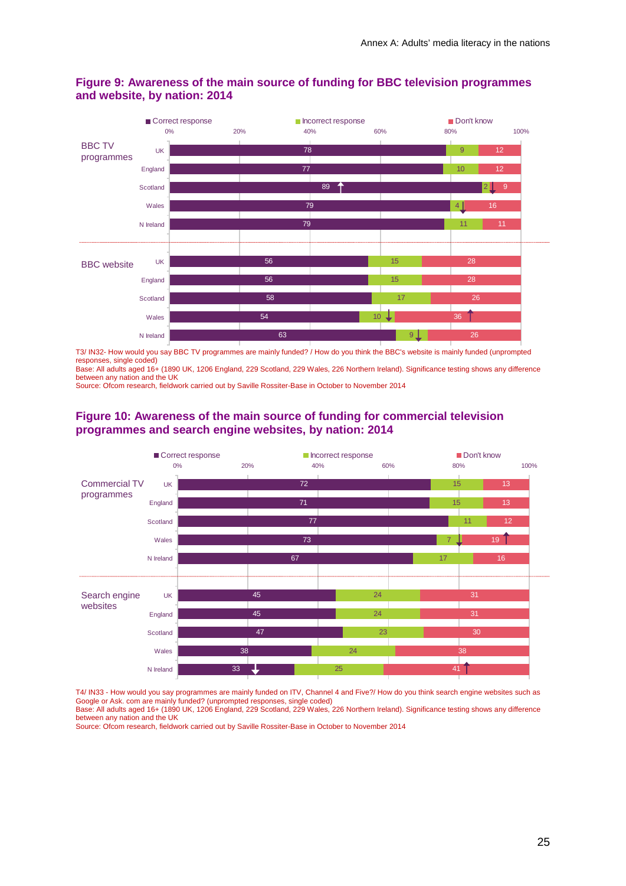## Figure 9: Awareness of the main source of funding for BBC television programmes and website, by nation: 2014

| | | Correct response | Incorrect response | Don't know |
|---|---|---|---|---|
| BBC TV programmes | UK | 78 | 9 | 12 |
| | England | 77 | 10 | 12 |
| | Scotland | 89 ↑ | 2 ↓ | 9 |
| | Wales | 79 | 4 ↓ | 16 |
| | N Ireland | 79 | 11 | 11 |
| BBC website | UK | 56 | 15 | 28 |
| | England | 56 | 15 | 28 |
| | Scotland | 58 | 17 | 26 |
| | Wales | 54 | 10 ↓ | 36 ↑ |
| | N Ireland | 63 | 9 ↓ | 26 |

T3/ IN32- How would you say BBC TV programmes are mainly funded? / How do you think the BBC's website is mainly funded (unprompted responses, single coded)
Base: All adults aged 16+ (1890 UK, 1206 England, 229 Scotland, 229 Wales, 226 Northern Ireland). Significance testing shows any difference between any nation and the UK
Source: Ofcom research, fieldwork carried out by Saville Rossiter-Base in October to November 2014

## Figure 10: Awareness of the main source of funding for commercial television programmes and search engine websites, by nation: 2014

| | | Correct response | Incorrect response | Don't know |
|---|---|---|---|---|
| Commercial TV programmes | UK | 72 | 15 | 13 |
| | England | 71 | 15 | 13 |
| | Scotland | 77 | 11 | 12 |
| | Wales | 73 | 7 ↓ | 19 ↑ |
| | N Ireland | 67 | 17 | 16 |
| Search engine websites | UK | 45 | 24 | 31 |
| | England | 45 | 24 | 31 |
| | Scotland | 47 | 23 | 30 |
| | Wales | 38 | 24 | 38 |
| | N Ireland | 33 ↓ | 25 | 41 ↑ |

T4/ IN33 - How would you say programmes are mainly funded on ITV, Channel 4 and Five?/ How do you think search engine websites such as Google or Ask. com are mainly funded? (unprompted responses, single coded)
Base: All adults aged 16+ (1890 UK, 1206 England, 229 Scotland, 229 Wales, 226 Northern Ireland). Significance testing shows any difference between any nation and the UK
Source: Ofcom research, fieldwork carried out by Saville Rossiter-Base in October to November 2014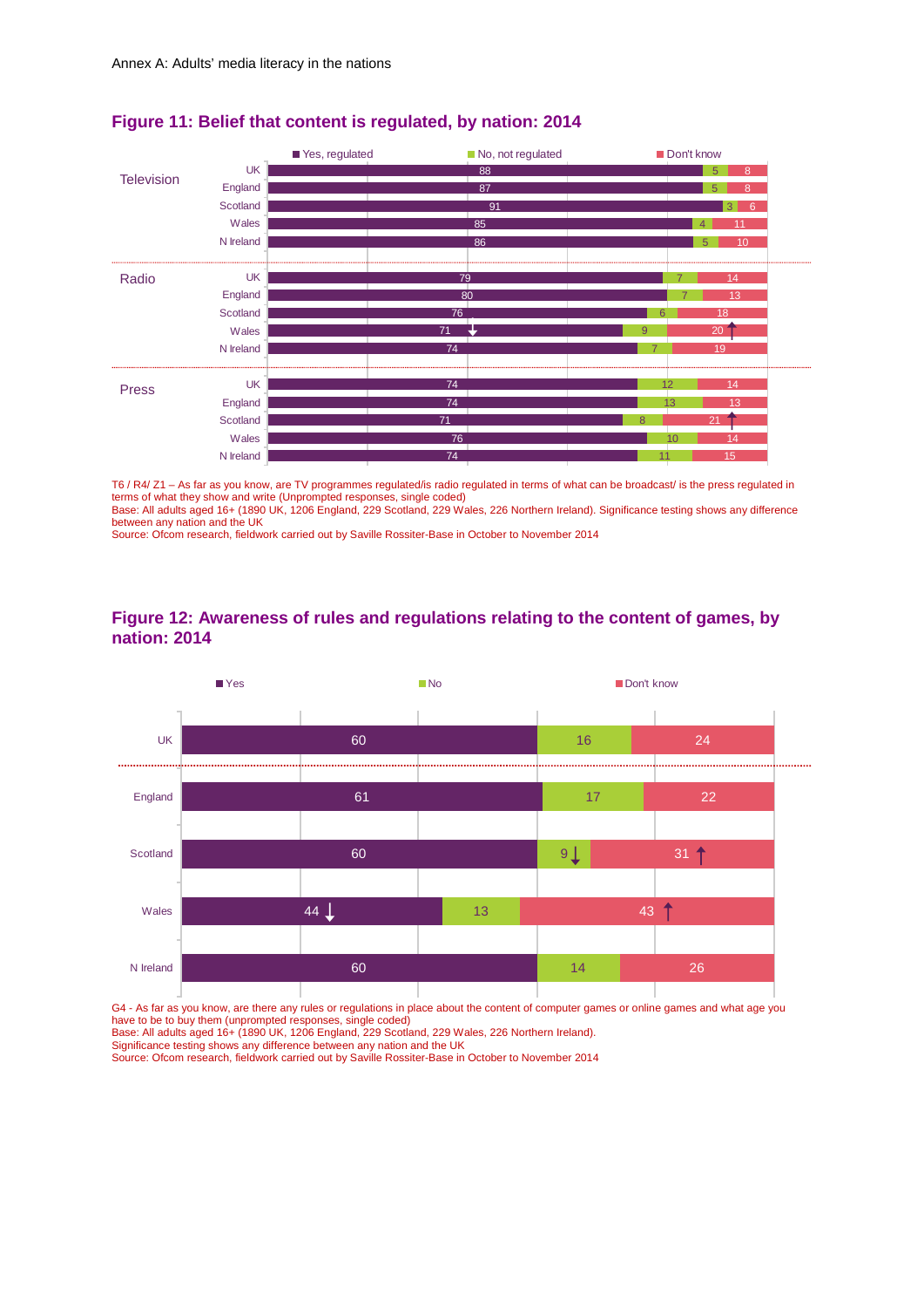Annex A: Adults' media literacy in the nations

## Figure 11: Belief that content is regulated, by nation: 2014

| | | Yes, regulated | No, not regulated | Don't know |
|---|---|---|---|---|
| Television | UK | 88 | 5 | 8 |
| | England | 87 | 5 | 8 |
| | Scotland | 91 | 3 | 6 |
| | Wales | 85 | 4 | 11 |
| | N Ireland | 86 | 5 | 10 |
| Radio | UK | 79 | 7 | 14 |
| | England | 80 | 7 | 13 |
| | Scotland | 76 | 6 | 18 |
| | Wales | 71 ↓ | 9 | 20 ↑ |
| | N Ireland | 74 | 7 | 19 |
| Press | UK | 74 | 12 | 14 |
| | England | 74 | 13 | 13 |
| | Scotland | 71 | 8 | 21 ↑ |
| | Wales | 76 | 10 | 14 |
| | N Ireland | 74 | 11 | 15 |

T6 / R4/ Z1 – As far as you know, are TV programmes regulated/is radio regulated in terms of what can be broadcast/ is the press regulated in terms of what they show and write (Unprompted responses, single coded)
Base: All adults aged 16+ (1890 UK, 1206 England, 229 Scotland, 229 Wales, 226 Northern Ireland). Significance testing shows any difference between any nation and the UK
Source: Ofcom research, fieldwork carried out by Saville Rossiter-Base in October to November 2014

## Figure 12: Awareness of rules and regulations relating to the content of games, by nation: 2014

| | Yes | No | Don't know |
|---|---|---|---|
| UK | 60 | 16 | 24 |
| England | 61 | 17 | 22 |
| Scotland | 60 | 9 ↓ | 31 ↑ |
| Wales | 44 ↓ | 13 | 43 ↑ |
| N Ireland | 60 | 14 | 26 |

G4 - As far as you know, are there any rules or regulations in place about the content of computer games or online games and what age you have to be to buy them (unprompted responses, single coded)
Base: All adults aged 16+ (1890 UK, 1206 England, 229 Scotland, 229 Wales, 226 Northern Ireland).
Significance testing shows any difference between any nation and the UK
Source: Ofcom research, fieldwork carried out by Saville Rossiter-Base in October to November 2014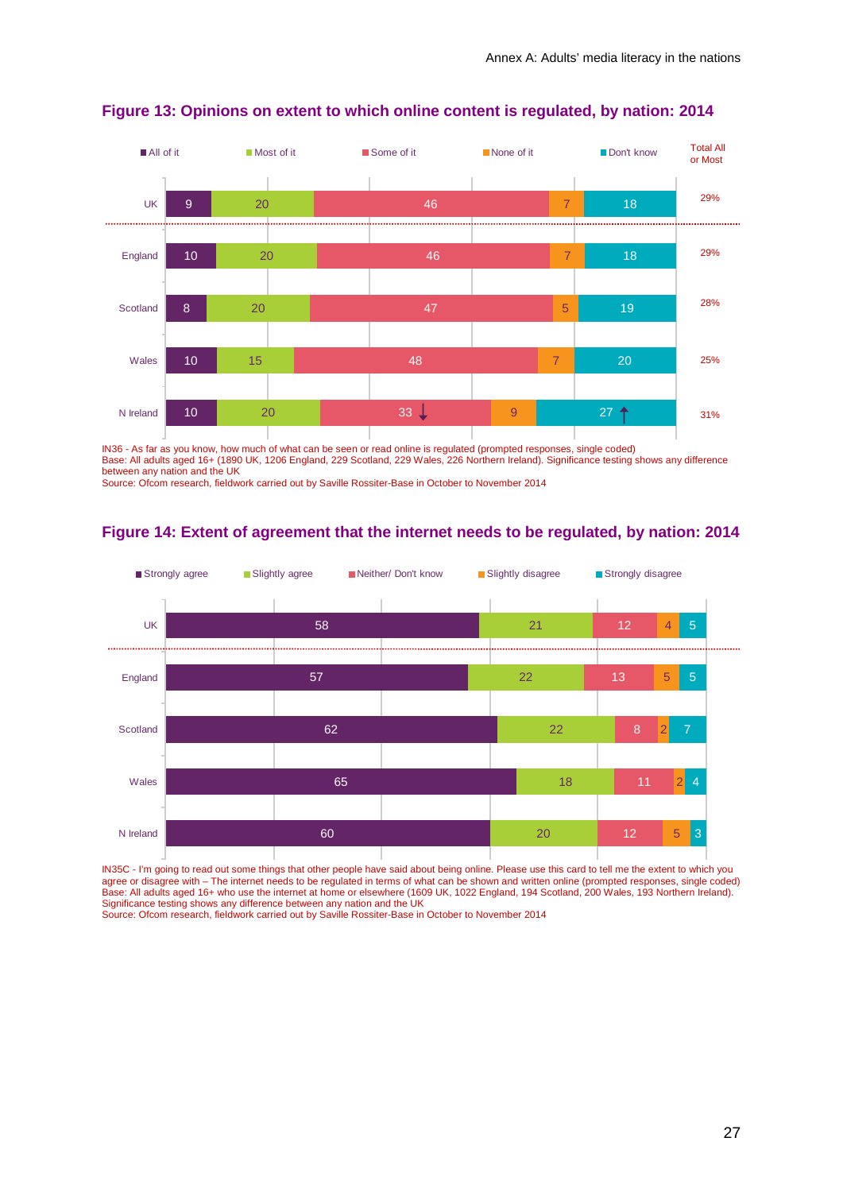## Figure 13: Opinions on extent to which online content is regulated, by nation: 2014

| | All of it | Most of it | Some of it | None of it | Don't know | Total All or Most |
|---|---|---|---|---|---|---|
| UK | 9 | 20 | 46 | 7 | 18 | 29% |
| England | 10 | 20 | 46 | 7 | 18 | 29% |
| Scotland | 8 | 20 | 47 | 5 | 19 | 28% |
| Wales | 10 | 15 | 48 | 7 | 20 | 25% |
| N Ireland | 10 | 20 | 33 ↓ | 9 | 27 ↑ | 31% |

IN36 - As far as you know, how much of what can be seen or read online is regulated (prompted responses, single coded)
Base: All adults aged 16+ (1890 UK, 1206 England, 229 Scotland, 229 Wales, 226 Northern Ireland). Significance testing shows any difference between any nation and the UK
Source: Ofcom research, fieldwork carried out by Saville Rossiter-Base in October to November 2014

## Figure 14: Extent of agreement that the internet needs to be regulated, by nation: 2014

| | Strongly agree | Slightly agree | Neither/ Don't know | Slightly disagree | Strongly disagree |
|---|---|---|---|---|---|
| UK | 58 | 21 | 12 | 4 | 5 |
| England | 57 | 22 | 13 | 5 | 5 |
| Scotland | 62 | 22 | 8 | 2 | 7 |
| Wales | 65 | 18 | 11 | 2 | 4 |
| N Ireland | 60 | 20 | 12 | 5 | 3 |

IN35C - I'm going to read out some things that other people have said about being online. Please use this card to tell me the extent to which you agree or disagree with – The internet needs to be regulated in terms of what can be shown and written online (prompted responses, single coded)
Base: All adults aged 16+ who use the internet at home or elsewhere (1609 UK, 1022 England, 194 Scotland, 200 Wales, 193 Northern Ireland). Significance testing shows any difference between any nation and the UK
Source: Ofcom research, fieldwork carried out by Saville Rossiter-Base in October to November 2014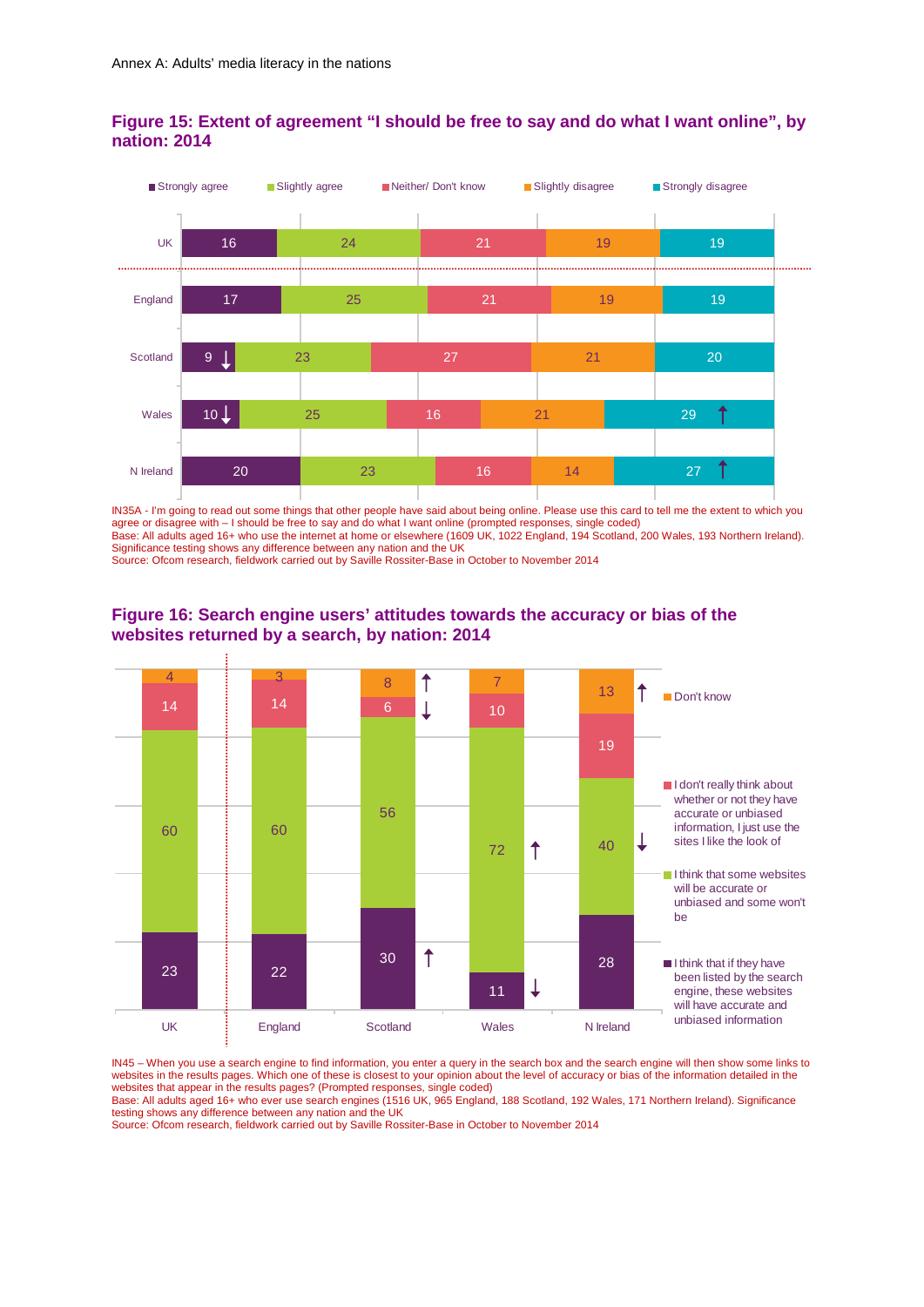## Figure 15: Extent of agreement "I should be free to say and do what I want online", by nation: 2014

| | Strongly agree | Slightly agree | Neither/ Don't know | Slightly disagree | Strongly disagree |
|---|---|---|---|---|---|
| UK | 16 | 24 | 21 | 19 | 19 |
| England | 17 | 25 | 21 | 19 | 19 |
| Scotland | 9 ↓ | 23 | 27 | 21 | 20 |
| Wales | 10 ↓ | 25 | 16 | 21 | 29 ↑ |
| N Ireland | 20 | 23 | 16 | 14 | 27 ↑ |

IN35A - I'm going to read out some things that other people have said about being online. Please use this card to tell me the extent to which you agree or disagree with – I should be free to say and do what I want online (prompted responses, single coded)
Base: All adults aged 16+ who use the internet at home or elsewhere (1609 UK, 1022 England, 194 Scotland, 200 Wales, 193 Northern Ireland).
Significance testing shows any difference between any nation and the UK
Source: Ofcom research, fieldwork carried out by Saville Rossiter-Base in October to November 2014

## Figure 16: Search engine users' attitudes towards the accuracy or bias of the websites returned by a search, by nation: 2014

| | UK | England | Scotland | Wales | N Ireland |
|---|---|---|---|---|---|
| Don't know | 4 | 3 | 8 ↑ | 7 | 13 ↑ |
| I don't really think about whether or not they have accurate or unbiased information, I just use the sites I like the look of | 14 | 14 | 6 ↓ | 10 | 19 |
| I think that some websites will be accurate or unbiased and some won't be | 60 | 60 | 56 | 72 ↑ | 40 ↓ |
| I think that if they have been listed by the search engine, these websites will have accurate and unbiased information | 23 | 22 | 30 ↑ | 11 ↓ | 28 |

IN45 – When you use a search engine to find information, you enter a query in the search box and the search engine will then show some links to websites in the results pages. Which one of these is closest to your opinion about the level of accuracy or bias of the information detailed in the websites that appear in the results pages? (Prompted responses, single coded)
Base: All adults aged 16+ who ever use search engines (1516 UK, 965 England, 188 Scotland, 192 Wales, 171 Northern Ireland). Significance testing shows any difference between any nation and the UK
Source: Ofcom research, fieldwork carried out by Saville Rossiter-Base in October to November 2014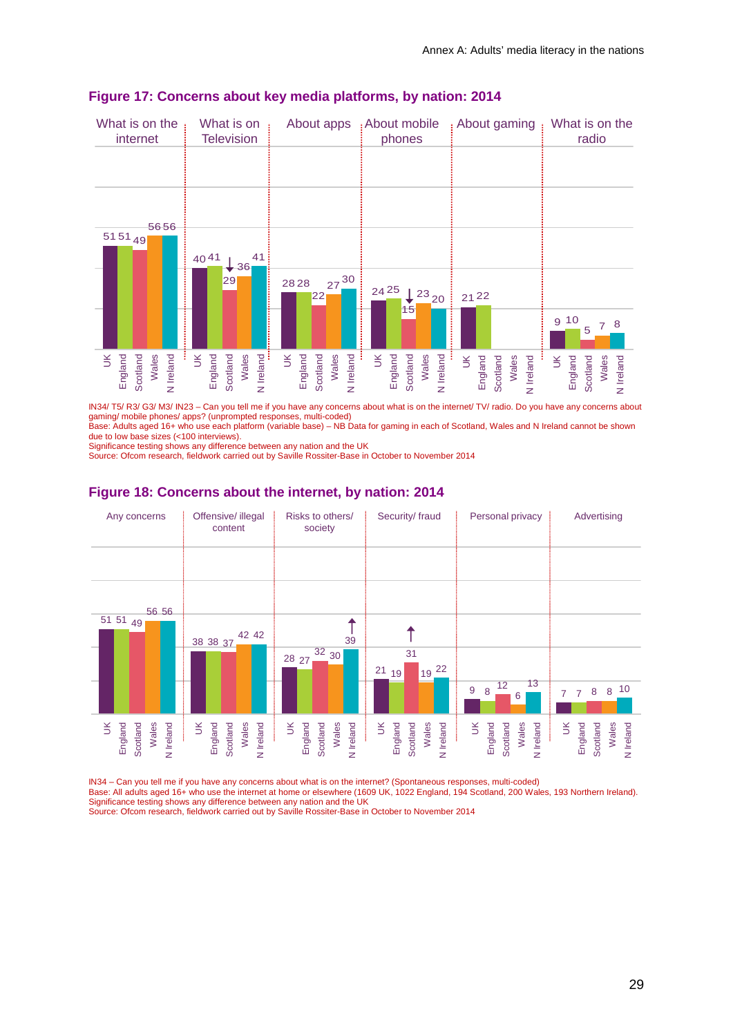## Figure 17: Concerns about key media platforms, by nation: 2014

| | UK | England | Scotland | Wales | N Ireland |
|---|---|---|---|---|---|
| What is on the internet | 51 | 51 | 49 | 56 | 56 |
| What is on Television | 40 | 41 | 29 ↓ | 36 | 41 |
| About apps | 28 | 28 | 22 | 27 | 30 |
| About mobile phones | 24 | 25 | 15 ↓ | 23 | 20 |
| About gaming | 21 | 22 | | | |
| What is on the radio | 9 | 10 | 5 | 7 | 8 |

IN34/ T5/ R3/ G3/ M3/ IN23 – Can you tell me if you have any concerns about what is on the internet/ TV/ radio. Do you have any concerns about gaming/ mobile phones/ apps? (unprompted responses, multi-coded)
Base: Adults aged 16+ who use each platform (variable base) – NB Data for gaming in each of Scotland, Wales and N Ireland cannot be shown due to low base sizes (<100 interviews).
Significance testing shows any difference between any nation and the UK
Source: Ofcom research, fieldwork carried out by Saville Rossiter-Base in October to November 2014

## Figure 18: Concerns about the internet, by nation: 2014

| | UK | England | Scotland | Wales | N Ireland |
|---|---|---|---|---|---|
| Any concerns | 51 | 51 | 49 | 56 | 56 |
| Offensive/ illegal content | 38 | 38 | 37 | 42 | 42 |
| Risks to others/ society | 28 | 27 | 32 | 30 | 39 ↑ |
| Security/ fraud | 21 | 19 | 31 ↑ | 19 | 22 |
| Personal privacy | 9 | 8 | 12 | 6 | 13 |
| Advertising | 7 | 7 | 8 | 8 | 10 |

IN34 – Can you tell me if you have any concerns about what is on the internet? (Spontaneous responses, multi-coded)
Base: All adults aged 16+ who use the internet at home or elsewhere (1609 UK, 1022 England, 194 Scotland, 200 Wales, 193 Northern Ireland).
Significance testing shows any difference between any nation and the UK
Source: Ofcom research, fieldwork carried out by Saville Rossiter-Base in October to November 2014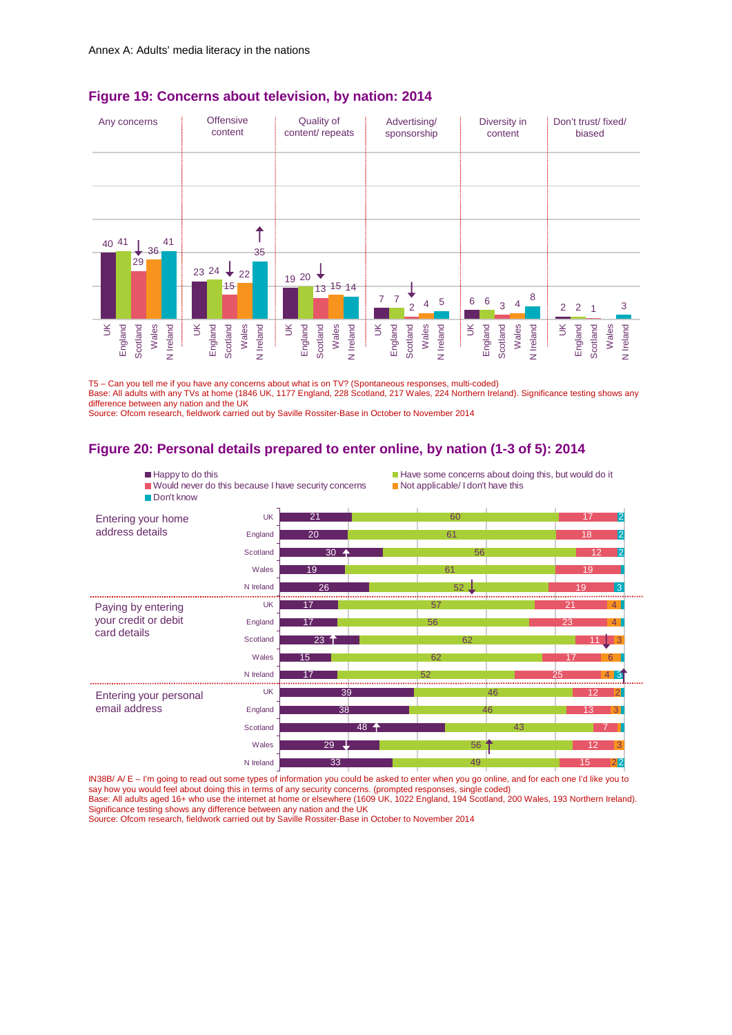Annex A: Adults' media literacy in the nations

## Figure 19: Concerns about television, by nation: 2014

| | UK | England | Scotland | Wales | N Ireland |
|---|---|---|---|---|---|
| Any concerns | 40 | 41 | 29 ↓ | 36 | 41 |
| Offensive content | 23 | 24 | 15 ↓ | 22 | 35 ↑ |
| Quality of content/ repeats | 19 | 20 | 13 ↓ | 15 | 14 |
| Advertising/ sponsorship | 7 | 7 | 2 ↓ | 4 | 5 |
| Diversity in content | 6 | 6 | 3 | 4 | 8 |
| Don't trust/ fixed/ biased | 2 | 2 | 1 | | 3 |

T5 – Can you tell me if you have any concerns about what is on TV? (Spontaneous responses, multi-coded)
Base: All adults with any TVs at home (1846 UK, 1177 England, 228 Scotland, 217 Wales, 224 Northern Ireland). Significance testing shows any difference between any nation and the UK
Source: Ofcom research, fieldwork carried out by Saville Rossiter-Base in October to November 2014

## Figure 20: Personal details prepared to enter online, by nation (1-3 of 5): 2014

| | | Happy to do this | Have some concerns about doing this, but would do it | Would never do this because I have security concerns | Not applicable/ I don't have this | Don't know |
|---|---|---|---|---|---|---|
| Entering your home address details | UK | 21 | 60 | 17 | | 2 |
| | England | 20 | 61 | 18 | | 2 |
| | Scotland | 30 ↑ | 56 | 12 | | 2 |
| | Wales | 19 | 61 | 19 | | |
| | N Ireland | 26 | 52 ↓ | 19 | | 3 |
| Paying by entering your credit or debit card details | UK | 17 | 57 | 21 | 4 | |
| | England | 17 | 56 | 23 | 4 | |
| | Scotland | 23 ↑ | 62 | 11 ↓ | 3 | |
| | Wales | 15 | 62 | 17 | 6 | |
| | N Ireland | 17 | 52 | 25 | 4 | 3 ↑ |
| Entering your personal email address | UK | 39 | 46 | 12 | 2 | |
| | England | 38 | 46 | 13 | 3 | |
| | Scotland | 48 ↑ | 43 | 7 | | |
| | Wales | 29 ↓ | 56 ↑ | 12 | 3 | |
| | N Ireland | 33 | 49 | 15 | 2 | 2 |

IN38B/ A/ E – I'm going to read out some types of information you could be asked to enter when you go online, and for each one I'd like you to say how you would feel about doing this in terms of any security concerns. (prompted responses, single coded)
Base: All adults aged 16+ who use the internet at home or elsewhere (1609 UK, 1022 England, 194 Scotland, 200 Wales, 193 Northern Ireland). Significance testing shows any difference between any nation and the UK
Source: Ofcom research, fieldwork carried out by Saville Rossiter-Base in October to November 2014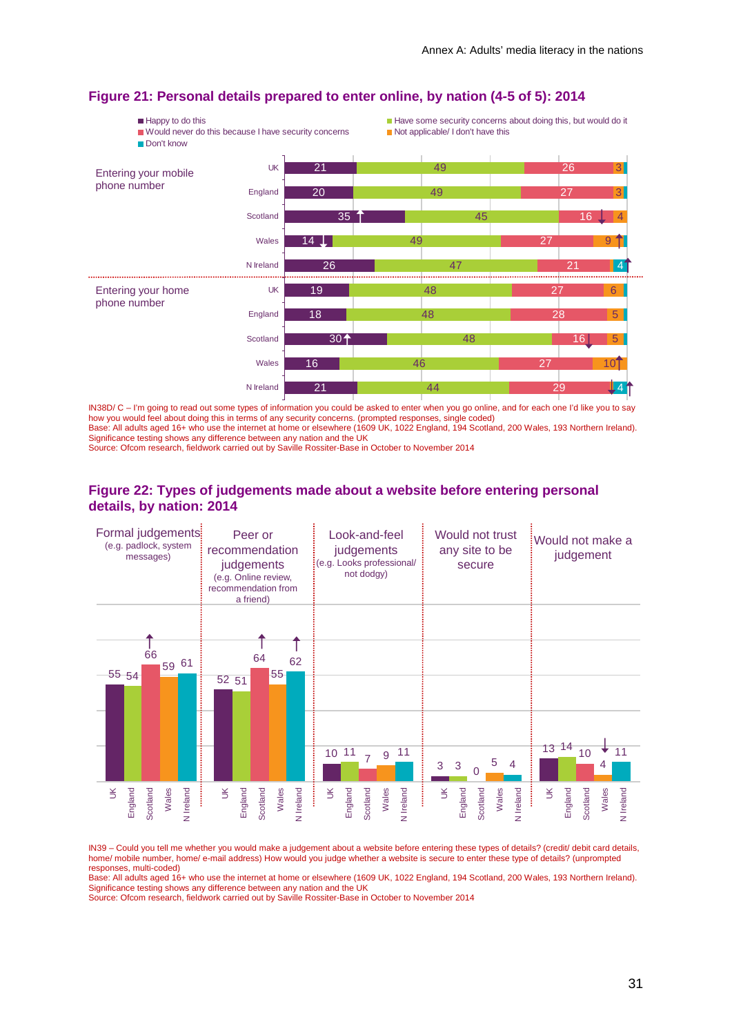## Figure 21: Personal details prepared to enter online, by nation (4-5 of 5): 2014

| | | Happy to do this | Have some security concerns about doing this, but would do it | Would never do this because I have security concerns | Not applicable/ I don't have this | Don't know |
|---|---|---|---|---|---|---|
| Entering your mobile phone number | UK | 21 | 49 | 26 | 3 | |
| | England | 20 | 49 | 27 | 3 | |
| | Scotland | 35 ↑ | 45 | 16 ↓ | 4 | |
| | Wales | 14 ↓ | 49 | 27 | 9 ↑ | |
| | N Ireland | 26 | 47 | 21 | | 4 ↑ |
| Entering your home phone number | UK | 19 | 48 | 27 | 6 | |
| | England | 18 | 48 | 28 | 5 | |
| | Scotland | 30 ↑ | 48 | 16 ↓ | 5 | |
| | Wales | 16 | 46 | 27 | 10 ↑ | |
| | N Ireland | 21 | 44 | 29 ↓ | | 4 ↑ |

IN38D/ C – I'm going to read out some types of information you could be asked to enter when you go online, and for each one I'd like you to say how you would feel about doing this in terms of any security concerns. (prompted responses, single coded)
Base: All adults aged 16+ who use the internet at home or elsewhere (1609 UK, 1022 England, 194 Scotland, 200 Wales, 193 Northern Ireland).
Significance testing shows any difference between any nation and the UK
Source: Ofcom research, fieldwork carried out by Saville Rossiter-Base in October to November 2014

## Figure 22: Types of judgements made about a website before entering personal details, by nation: 2014

| | UK | England | Scotland | Wales | N Ireland |
|---|---|---|---|---|---|
| Formal judgements (e.g. padlock, system messages) | 55 | 54 | 66 ↑ | 59 | 61 |
| Peer or recommendation judgements (e.g. Online review, recommendation from a friend) | 52 | 51 | 64 ↑ | 55 | 62 ↑ |
| Look-and-feel judgements (e.g. Looks professional/ not dodgy) | 10 | 11 | 7 | 9 | 11 |
| Would not trust any site to be secure | 3 | 3 | 0 | 5 | 4 |
| Would not make a judgement | 13 | 14 | 10 | 4 ↓ | 11 |

IN39 – Could you tell me whether you would make a judgement about a website before entering these types of details? (credit/ debit card details, home/ mobile number, home/ e-mail address) How would you judge whether a website is secure to enter these type of details? (unprompted responses, multi-coded)
Base: All adults aged 16+ who use the internet at home or elsewhere (1609 UK, 1022 England, 194 Scotland, 200 Wales, 193 Northern Ireland).
Significance testing shows any difference between any nation and the UK
Source: Ofcom research, fieldwork carried out by Saville Rossiter-Base in October to November 2014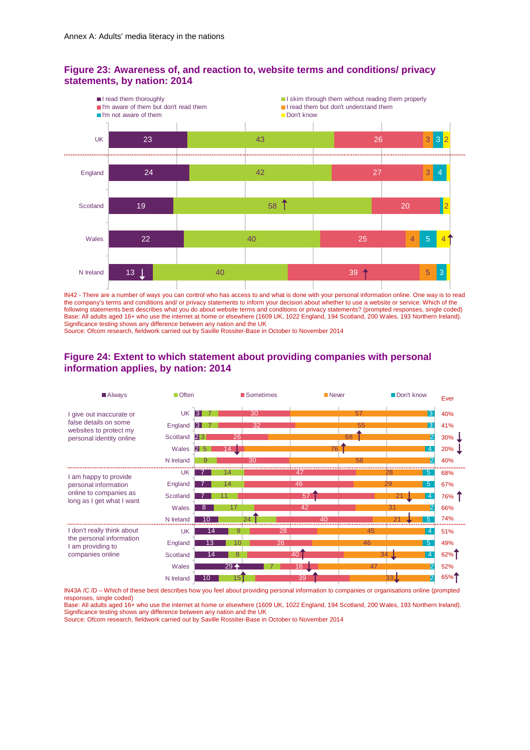Annex A: Adults' media literacy in the nations

## Figure 23: Awareness of, and reaction to, website terms and conditions/ privacy statements, by nation: 2014

| | I read them thoroughly | I skim through them without reading them properly | I'm aware of them but don't read them | I read them but don't understand them | I'm not aware of them | Don't know |
|---|---|---|---|---|---|---|
| UK | 23 | 43 | 26 | 3 | 3 | 2 |
| England | 24 | 42 | 27 | 3 | 4 | |
| Scotland | 19 | 58 ↑ | 20 | | | 2 |
| Wales | 22 | 40 | 25 | 4 | 5 | 4 ↑ |
| N Ireland | 13 ↓ | 40 | 39 ↑ | 5 | 3 | |

IN42 - There are a number of ways you can control who has access to and what is done with your personal information online. One way is to read the company's terms and conditions and/ or privacy statements to inform your decision about whether to use a website or service. Which of the following statements best describes what you do about website terms and conditions or privacy statements? (prompted responses, single coded)
Base: All adults aged 16+ who use the internet at home or elsewhere (1609 UK, 1022 England, 194 Scotland, 200 Wales, 193 Northern Ireland).
Significance testing shows any difference between any nation and the UK
Source: Ofcom research, fieldwork carried out by Saville Rossiter-Base in October to November 2014

## Figure 24: Extent to which statement about providing companies with personal information applies, by nation: 2014

| Statement | Nation | Always | Often | Sometimes | Never | Don't know | Ever |
|---|---|---|---|---|---|---|---|
| I give out inaccurate or false details on some websites to protect my personal identity online | UK | 3 | 7 | 30 | 57 | 3 | 40% |
| | England | 3 | 7 | 32 | 55 | 3 | 41% |
| | Scotland | 2 | 3 | 26 | 68 ↑ | 2 | 30% ↓ |
| | Wales | 2 | 5 | 14 ↓ | 76 ↑ | 4 | 20% ↓ |
| | N Ireland | | 9 | 30 | 58 | 2 | 40% |
| I am happy to provide personal information online to companies as long as I get what I want | UK | 7 | 14 | 47 | 28 | 5 | 68% |
| | England | 7 | 14 | 46 | 29 | 5 | 67% |
| | Scotland | 7 | 11 | 57 ↑ | 21 ↓ | 4 | 76% ↑ |
| | Wales | 8 | 17 | 42 | 31 | 2 | 66% |
| | N Ireland | 10 | 24 ↑ | 40 | 21 ↓ | 5 | 74% |
| I don't really think about the personal information I am providing to companies online | UK | 14 | 9 | 28 | 45 | 4 | 51% |
| | England | 13 | 10 | 26 | 46 | 5 | 49% |
| | Scotland | 14 | 8 | 40 ↑ | 34 ↓ | 4 | 62% ↑ |
| | Wales | 29 ↑ | 7 | 16 ↓ | 47 | 2 | 52% |
| | N Ireland | 10 | 15 ↑ | 39 ↑ | 33 ↓ | 2 | 65% ↑ |

IN43A /C /D – Which of these best describes how you feel about providing personal information to companies or organisations online (prompted responses, single coded)
Base: All adults aged 16+ who use the internet at home or elsewhere (1609 UK, 1022 England, 194 Scotland, 200 Wales, 193 Northern Ireland).
Significance testing shows any difference between any nation and the UK
Source: Ofcom research, fieldwork carried out by Saville Rossiter-Base in October to November 2014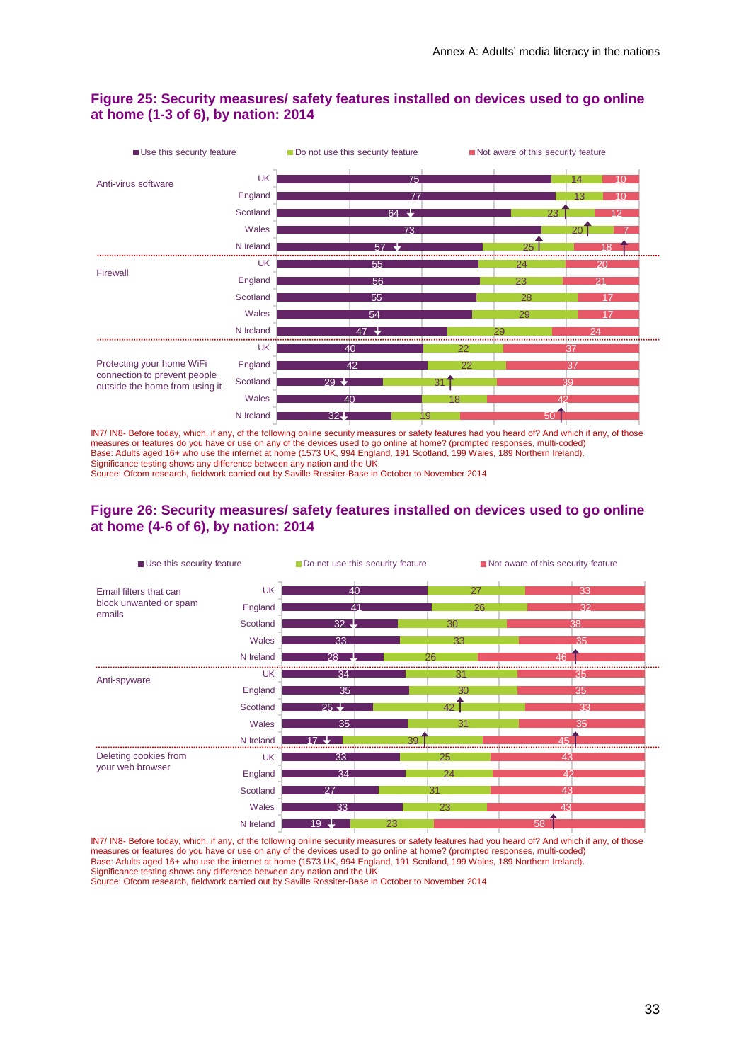## Figure 25: Security measures/ safety features installed on devices used to go online at home (1-3 of 6), by nation: 2014

| Feature | Nation | Use this security feature | Do not use this security feature | Not aware of this security feature |
|---|---|---|---|---|
| Anti-virus software | UK | 75 | 14 | 10 |
| | England | 77 | 13 | 10 |
| | Scotland | 64 ↓ | 23 ↑ | 12 |
| | Wales | 73 | 20 ↑ | 7 |
| | N Ireland | 57 ↓ | 25 ↑ | 18 ↑ |
| Firewall | UK | 55 | 24 | 20 |
| | England | 56 | 23 | 21 |
| | Scotland | 55 | 28 | 17 |
| | Wales | 54 | 29 | 17 |
| | N Ireland | 47 ↓ | 29 | 24 |
| Protecting your home WiFi connection to prevent people outside the home from using it | UK | 40 | 22 | 37 |
| | England | 42 | 22 | 37 |
| | Scotland | 29 ↓ | 31 ↑ | 39 |
| | Wales | 40 | 18 | 42 |
| | N Ireland | 32 ↓ | 19 | 50 ↑ |

IN7/ IN8- Before today, which, if any, of the following online security measures or safety features had you heard of? And which if any, of those measures or features do you have or use on any of the devices used to go online at home? (prompted responses, multi-coded)
Base: Adults aged 16+ who use the internet at home (1573 UK, 994 England, 191 Scotland, 199 Wales, 189 Northern Ireland).
Significance testing shows any difference between any nation and the UK
Source: Ofcom research, fieldwork carried out by Saville Rossiter-Base in October to November 2014

## Figure 26: Security measures/ safety features installed on devices used to go online at home (4-6 of 6), by nation: 2014

| Feature | Nation | Use this security feature | Do not use this security feature | Not aware of this security feature |
|---|---|---|---|---|
| Email filters that can block unwanted or spam emails | UK | 40 | 27 | 33 |
| | England | 41 | 26 | 32 |
| | Scotland | 32 ↓ | 30 | 38 |
| | Wales | 33 | 33 | 35 |
| | N Ireland | 28 ↓ | 26 | 46 ↑ |
| Anti-spyware | UK | 34 | 31 | 35 |
| | England | 35 | 30 | 35 |
| | Scotland | 25 ↓ | 42 ↑ | 33 |
| | Wales | 35 | 31 | 35 |
| | N Ireland | 17 ↓ | 39 ↑ | 45 ↑ |
| Deleting cookies from your web browser | UK | 33 | 25 | 43 |
| | England | 34 | 24 | 42 |
| | Scotland | 27 | 31 | 43 |
| | Wales | 33 | 23 | 43 |
| | N Ireland | 19 ↓ | 23 | 58 ↑ |

IN7/ IN8- Before today, which, if any, of the following online security measures or safety features had you heard of? And which if any, of those measures or features do you have or use on any of the devices used to go online at home? (prompted responses, multi-coded)
Base: Adults aged 16+ who use the internet at home (1573 UK, 994 England, 191 Scotland, 199 Wales, 189 Northern Ireland).
Significance testing shows any difference between any nation and the UK
Source: Ofcom research, fieldwork carried out by Saville Rossiter-Base in October to November 2014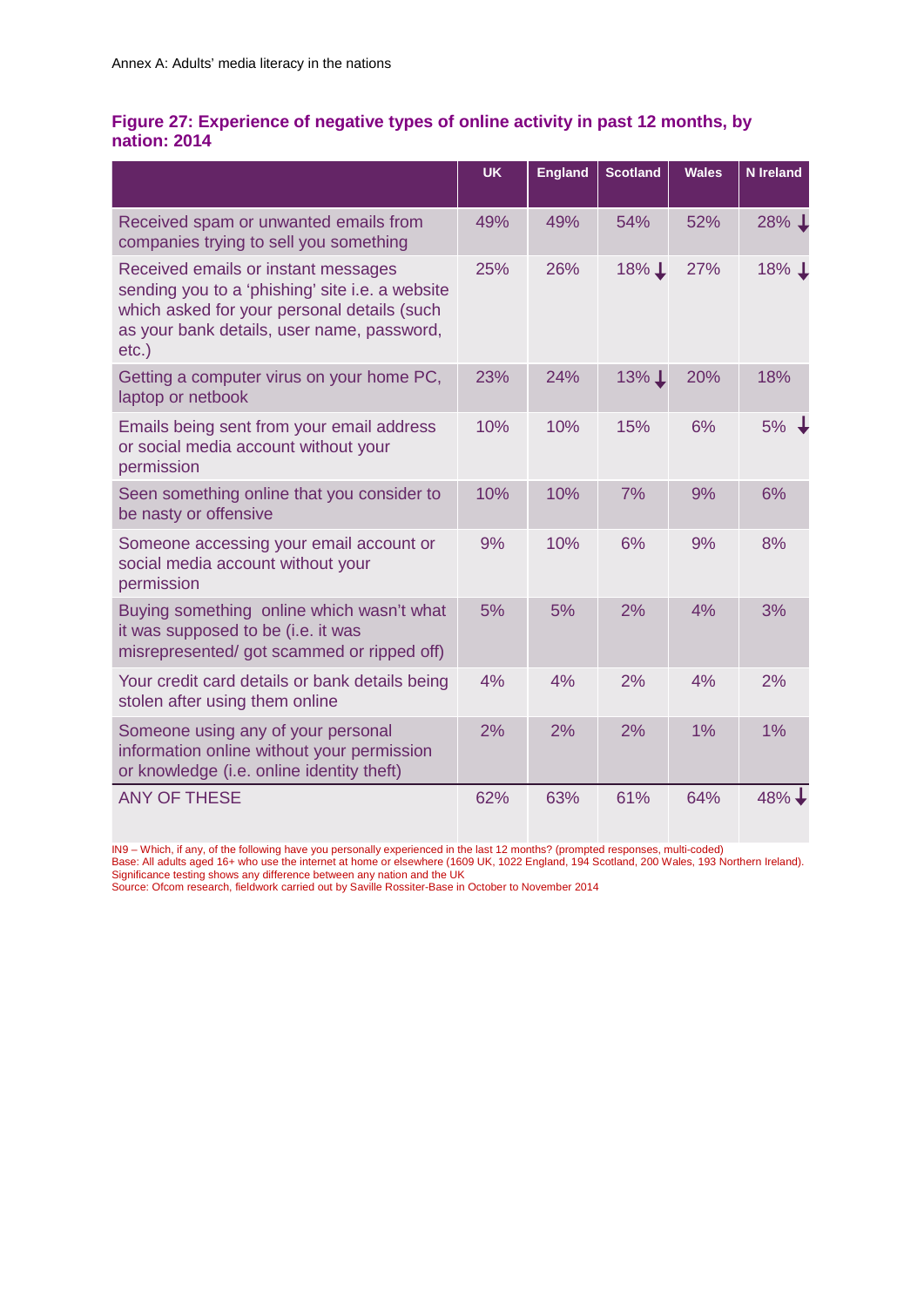### Figure 27: Experience of negative types of online activity in past 12 months, by nation: 2014

| | UK | England | Scotland | Wales | N Ireland |
|---|---|---|---|---|---|
| Received spam or unwanted emails from companies trying to sell you something | 49% | 49% | 54% | 52% | 28% ↓ |
| Received emails or instant messages sending you to a 'phishing' site i.e. a website which asked for your personal details (such as your bank details, user name, password, etc.) | 25% | 26% | 18% ↓ | 27% | 18% ↓ |
| Getting a computer virus on your home PC, laptop or netbook | 23% | 24% | 13% ↓ | 20% | 18% |
| Emails being sent from your email address or social media account without your permission | 10% | 10% | 15% | 6% | 5% ↓ |
| Seen something online that you consider to be nasty or offensive | 10% | 10% | 7% | 9% | 6% |
| Someone accessing your email account or social media account without your permission | 9% | 10% | 6% | 9% | 8% |
| Buying something online which wasn't what it was supposed to be (i.e. it was misrepresented/ got scammed or ripped off) | 5% | 5% | 2% | 4% | 3% |
| Your credit card details or bank details being stolen after using them online | 4% | 4% | 2% | 4% | 2% |
| Someone using any of your personal information online without your permission or knowledge (i.e. online identity theft) | 2% | 2% | 2% | 1% | 1% |
| ANY OF THESE | 62% | 63% | 61% | 64% | 48% ↓ |

IN9 – Which, if any, of the following have you personally experienced in the last 12 months? (prompted responses, multi-coded)
Base: All adults aged 16+ who use the internet at home or elsewhere (1609 UK, 1022 England, 194 Scotland, 200 Wales, 193 Northern Ireland).
Significance testing shows any difference between any nation and the UK
Source: Ofcom research, fieldwork carried out by Saville Rossiter-Base in October to November 2014